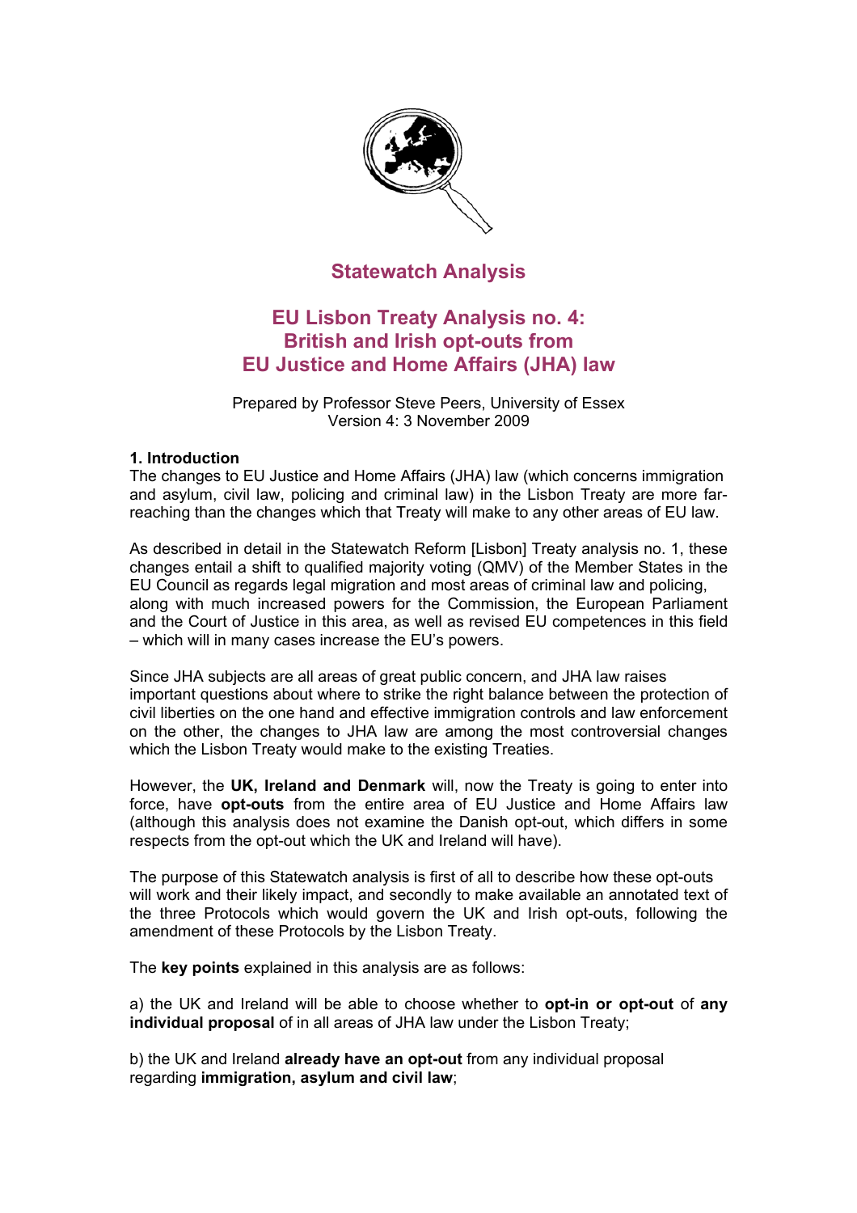# Statewatch Analysis

## EU Lisbon Treaty Analysis no. 4: British and Irish opt-outs from EU Justice and Home Affairs (JHA) law

Prepared by Professor Steve Peers, University of Essex
Version 4: 3 November 2009

### 1. Introduction

The changes to EU Justice and Home Affairs (JHA) law (which concerns immigration and asylum, civil law, policing and criminal law) in the Lisbon Treaty are more far-reaching than the changes which that Treaty will make to any other areas of EU law.

As described in detail in the Statewatch Reform [Lisbon] Treaty analysis no. 1, these changes entail a shift to qualified majority voting (QMV) of the Member States in the EU Council as regards legal migration and most areas of criminal law and policing, along with much increased powers for the Commission, the European Parliament and the Court of Justice in this area, as well as revised EU competences in this field – which will in many cases increase the EU's powers.

Since JHA subjects are all areas of great public concern, and JHA law raises important questions about where to strike the right balance between the protection of civil liberties on the one hand and effective immigration controls and law enforcement on the other, the changes to JHA law are among the most controversial changes which the Lisbon Treaty would make to the existing Treaties.

However, the **UK, Ireland and Denmark** will, now the Treaty is going to enter into force, have **opt-outs** from the entire area of EU Justice and Home Affairs law (although this analysis does not examine the Danish opt-out, which differs in some respects from the opt-out which the UK and Ireland will have).

The purpose of this Statewatch analysis is first of all to describe how these opt-outs will work and their likely impact, and secondly to make available an annotated text of the three Protocols which would govern the UK and Irish opt-outs, following the amendment of these Protocols by the Lisbon Treaty.

The **key points** explained in this analysis are as follows:

a) the UK and Ireland will be able to choose whether to **opt-in or opt-out** of **any individual proposal** of in all areas of JHA law under the Lisbon Treaty;

b) the UK and Ireland **already have an opt-out** from any individual proposal regarding **immigration, asylum and civil law**;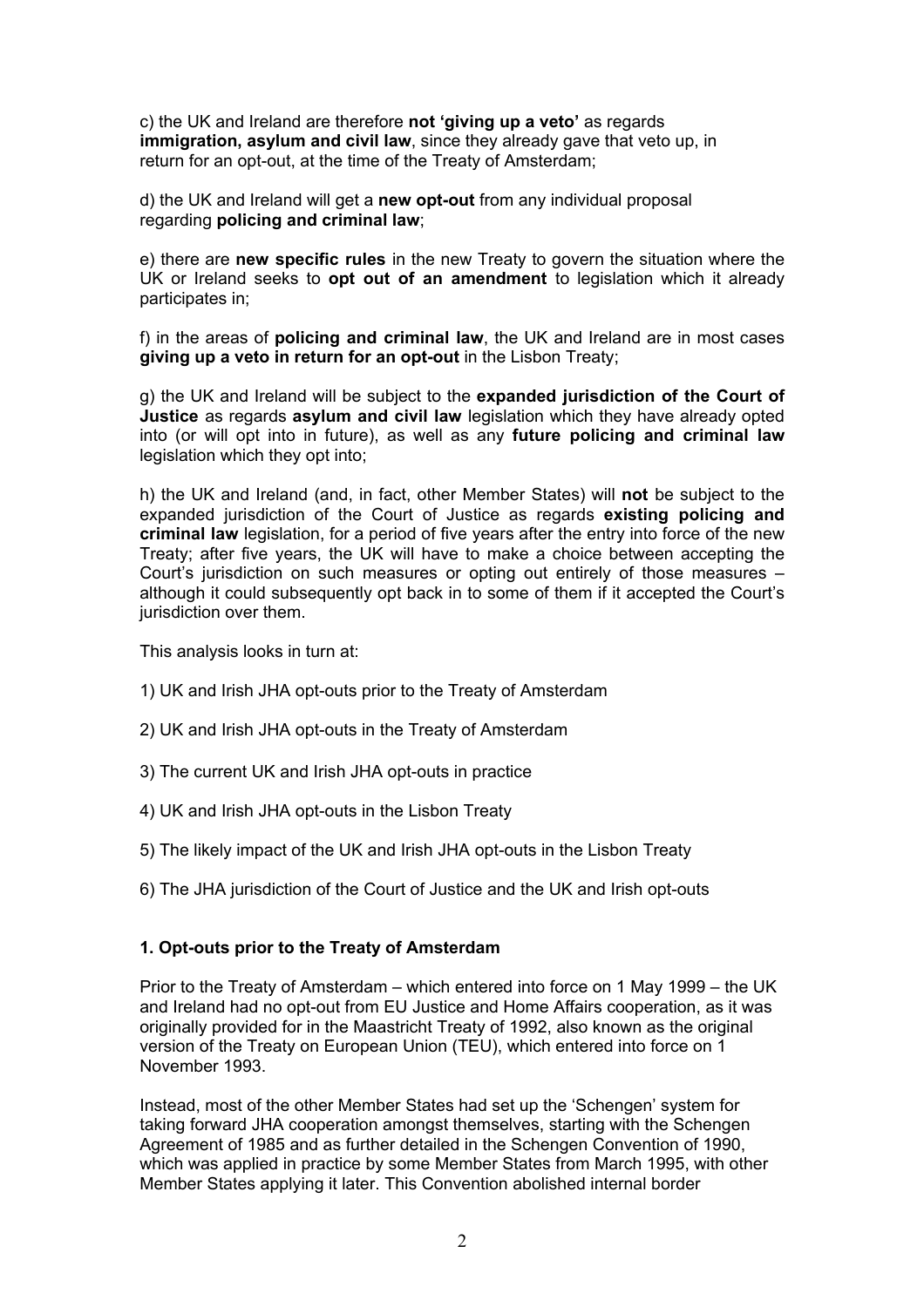c) the UK and Ireland are therefore **not 'giving up a veto'** as regards **immigration, asylum and civil law**, since they already gave that veto up, in return for an opt-out, at the time of the Treaty of Amsterdam;

d) the UK and Ireland will get a **new opt-out** from any individual proposal regarding **policing and criminal law**;

e) there are **new specific rules** in the new Treaty to govern the situation where the UK or Ireland seeks to **opt out of an amendment** to legislation which it already participates in;

f) in the areas of **policing and criminal law**, the UK and Ireland are in most cases **giving up a veto in return for an opt-out** in the Lisbon Treaty;

g) the UK and Ireland will be subject to the **expanded jurisdiction of the Court of Justice** as regards **asylum and civil law** legislation which they have already opted into (or will opt into in future), as well as any **future policing and criminal law** legislation which they opt into;

h) the UK and Ireland (and, in fact, other Member States) will **not** be subject to the expanded jurisdiction of the Court of Justice as regards **existing policing and criminal law** legislation, for a period of five years after the entry into force of the new Treaty; after five years, the UK will have to make a choice between accepting the Court's jurisdiction on such measures or opting out entirely of those measures – although it could subsequently opt back in to some of them if it accepted the Court's jurisdiction over them.

This analysis looks in turn at:

1) UK and Irish JHA opt-outs prior to the Treaty of Amsterdam

2) UK and Irish JHA opt-outs in the Treaty of Amsterdam

3) The current UK and Irish JHA opt-outs in practice

4) UK and Irish JHA opt-outs in the Lisbon Treaty

5) The likely impact of the UK and Irish JHA opt-outs in the Lisbon Treaty

6) The JHA jurisdiction of the Court of Justice and the UK and Irish opt-outs

## 1. Opt-outs prior to the Treaty of Amsterdam

Prior to the Treaty of Amsterdam – which entered into force on 1 May 1999 – the UK and Ireland had no opt-out from EU Justice and Home Affairs cooperation, as it was originally provided for in the Maastricht Treaty of 1992, also known as the original version of the Treaty on European Union (TEU), which entered into force on 1 November 1993.

Instead, most of the other Member States had set up the 'Schengen' system for taking forward JHA cooperation amongst themselves, starting with the Schengen Agreement of 1985 and as further detailed in the Schengen Convention of 1990, which was applied in practice by some Member States from March 1995, with other Member States applying it later. This Convention abolished internal border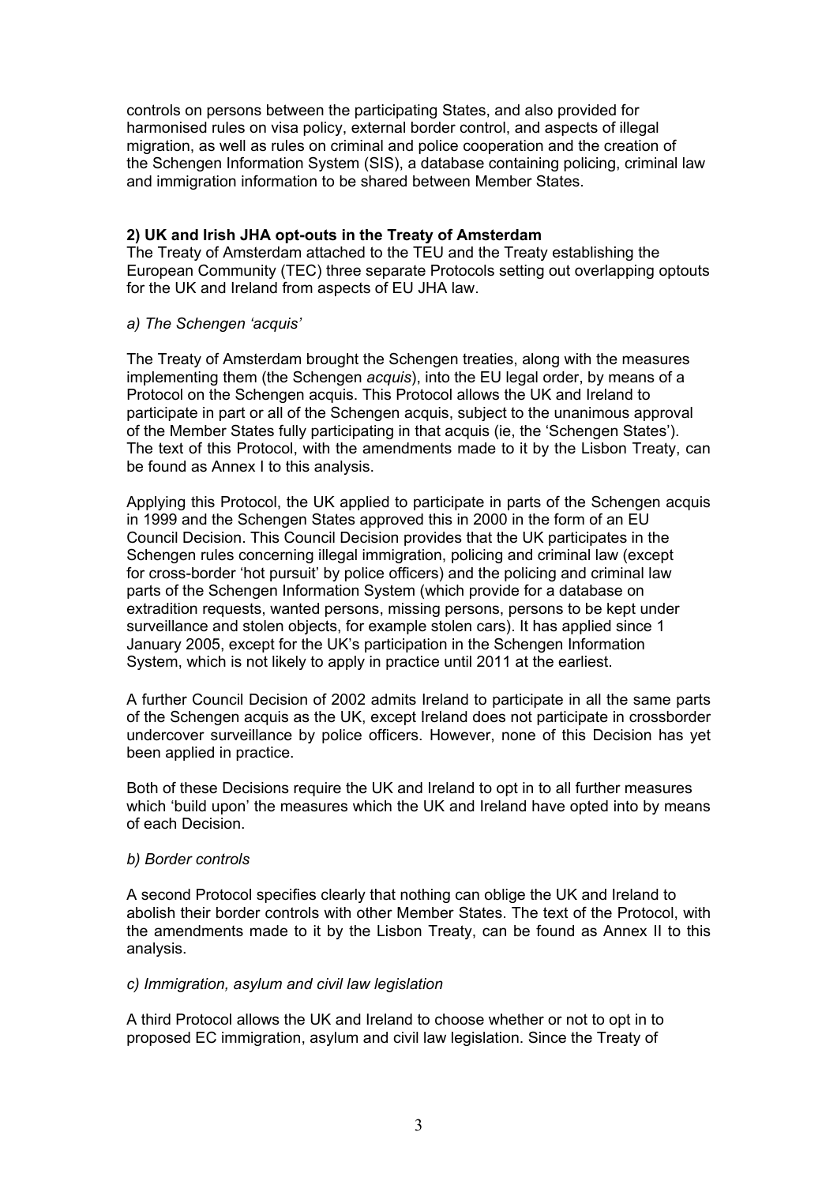controls on persons between the participating States, and also provided for harmonised rules on visa policy, external border control, and aspects of illegal migration, as well as rules on criminal and police cooperation and the creation of the Schengen Information System (SIS), a database containing policing, criminal law and immigration information to be shared between Member States.

**2) UK and Irish JHA opt-outs in the Treaty of Amsterdam**

The Treaty of Amsterdam attached to the TEU and the Treaty establishing the European Community (TEC) three separate Protocols setting out overlapping optouts for the UK and Ireland from aspects of EU JHA law.

*a) The Schengen 'acquis'*

The Treaty of Amsterdam brought the Schengen treaties, along with the measures implementing them (the Schengen *acquis*), into the EU legal order, by means of a Protocol on the Schengen acquis. This Protocol allows the UK and Ireland to participate in part or all of the Schengen acquis, subject to the unanimous approval of the Member States fully participating in that acquis (ie, the 'Schengen States'). The text of this Protocol, with the amendments made to it by the Lisbon Treaty, can be found as Annex I to this analysis.

Applying this Protocol, the UK applied to participate in parts of the Schengen acquis in 1999 and the Schengen States approved this in 2000 in the form of an EU Council Decision. This Council Decision provides that the UK participates in the Schengen rules concerning illegal immigration, policing and criminal law (except for cross-border 'hot pursuit' by police officers) and the policing and criminal law parts of the Schengen Information System (which provide for a database on extradition requests, wanted persons, missing persons, persons to be kept under surveillance and stolen objects, for example stolen cars). It has applied since 1 January 2005, except for the UK's participation in the Schengen Information System, which is not likely to apply in practice until 2011 at the earliest.

A further Council Decision of 2002 admits Ireland to participate in all the same parts of the Schengen acquis as the UK, except Ireland does not participate in crossborder undercover surveillance by police officers. However, none of this Decision has yet been applied in practice.

Both of these Decisions require the UK and Ireland to opt in to all further measures which 'build upon' the measures which the UK and Ireland have opted into by means of each Decision.

*b) Border controls*

A second Protocol specifies clearly that nothing can oblige the UK and Ireland to abolish their border controls with other Member States. The text of the Protocol, with the amendments made to it by the Lisbon Treaty, can be found as Annex II to this analysis.

*c) Immigration, asylum and civil law legislation*

A third Protocol allows the UK and Ireland to choose whether or not to opt in to proposed EC immigration, asylum and civil law legislation. Since the Treaty of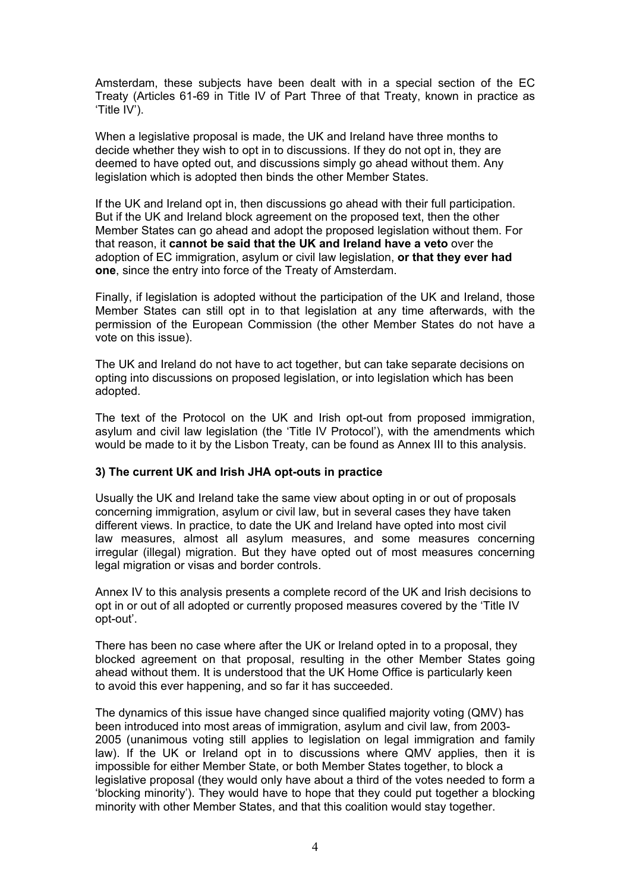Amsterdam, these subjects have been dealt with in a special section of the EC Treaty (Articles 61-69 in Title IV of Part Three of that Treaty, known in practice as 'Title IV').

When a legislative proposal is made, the UK and Ireland have three months to decide whether they wish to opt in to discussions. If they do not opt in, they are deemed to have opted out, and discussions simply go ahead without them. Any legislation which is adopted then binds the other Member States.

If the UK and Ireland opt in, then discussions go ahead with their full participation. But if the UK and Ireland block agreement on the proposed text, then the other Member States can go ahead and adopt the proposed legislation without them. For that reason, it **cannot be said that the UK and Ireland have a veto** over the adoption of EC immigration, asylum or civil law legislation, **or that they ever had one**, since the entry into force of the Treaty of Amsterdam.

Finally, if legislation is adopted without the participation of the UK and Ireland, those Member States can still opt in to that legislation at any time afterwards, with the permission of the European Commission (the other Member States do not have a vote on this issue).

The UK and Ireland do not have to act together, but can take separate decisions on opting into discussions on proposed legislation, or into legislation which has been adopted.

The text of the Protocol on the UK and Irish opt-out from proposed immigration, asylum and civil law legislation (the 'Title IV Protocol'), with the amendments which would be made to it by the Lisbon Treaty, can be found as Annex III to this analysis.

### 3) The current UK and Irish JHA opt-outs in practice

Usually the UK and Ireland take the same view about opting in or out of proposals concerning immigration, asylum or civil law, but in several cases they have taken different views. In practice, to date the UK and Ireland have opted into most civil law measures, almost all asylum measures, and some measures concerning irregular (illegal) migration. But they have opted out of most measures concerning legal migration or visas and border controls.

Annex IV to this analysis presents a complete record of the UK and Irish decisions to opt in or out of all adopted or currently proposed measures covered by the 'Title IV opt-out'.

There has been no case where after the UK or Ireland opted in to a proposal, they blocked agreement on that proposal, resulting in the other Member States going ahead without them. It is understood that the UK Home Office is particularly keen to avoid this ever happening, and so far it has succeeded.

The dynamics of this issue have changed since qualified majority voting (QMV) has been introduced into most areas of immigration, asylum and civil law, from 2003-2005 (unanimous voting still applies to legislation on legal immigration and family law). If the UK or Ireland opt in to discussions where QMV applies, then it is impossible for either Member State, or both Member States together, to block a legislative proposal (they would only have about a third of the votes needed to form a 'blocking minority'). They would have to hope that they could put together a blocking minority with other Member States, and that this coalition would stay together.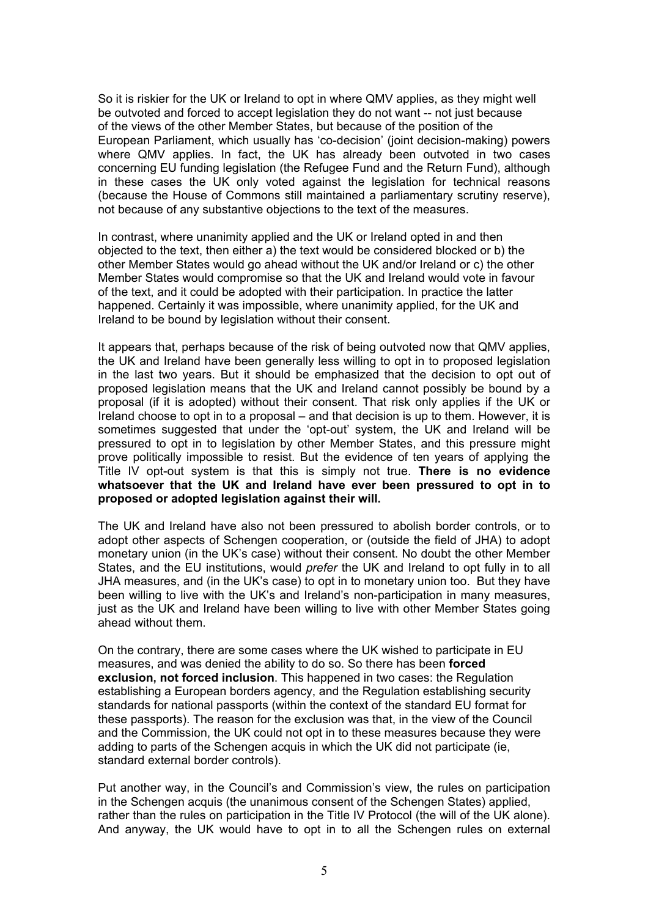So it is riskier for the UK or Ireland to opt in where QMV applies, as they might well be outvoted and forced to accept legislation they do not want -- not just because of the views of the other Member States, but because of the position of the European Parliament, which usually has 'co-decision' (joint decision-making) powers where QMV applies. In fact, the UK has already been outvoted in two cases concerning EU funding legislation (the Refugee Fund and the Return Fund), although in these cases the UK only voted against the legislation for technical reasons (because the House of Commons still maintained a parliamentary scrutiny reserve), not because of any substantive objections to the text of the measures.

In contrast, where unanimity applied and the UK or Ireland opted in and then objected to the text, then either a) the text would be considered blocked or b) the other Member States would go ahead without the UK and/or Ireland or c) the other Member States would compromise so that the UK and Ireland would vote in favour of the text, and it could be adopted with their participation. In practice the latter happened. Certainly it was impossible, where unanimity applied, for the UK and Ireland to be bound by legislation without their consent.

It appears that, perhaps because of the risk of being outvoted now that QMV applies, the UK and Ireland have been generally less willing to opt in to proposed legislation in the last two years. But it should be emphasized that the decision to opt out of proposed legislation means that the UK and Ireland cannot possibly be bound by a proposal (if it is adopted) without their consent. That risk only applies if the UK or Ireland choose to opt in to a proposal – and that decision is up to them. However, it is sometimes suggested that under the 'opt-out' system, the UK and Ireland will be pressured to opt in to legislation by other Member States, and this pressure might prove politically impossible to resist. But the evidence of ten years of applying the Title IV opt-out system is that this is simply not true. **There is no evidence whatsoever that the UK and Ireland have ever been pressured to opt in to proposed or adopted legislation against their will.**

The UK and Ireland have also not been pressured to abolish border controls, or to adopt other aspects of Schengen cooperation, or (outside the field of JHA) to adopt monetary union (in the UK's case) without their consent. No doubt the other Member States, and the EU institutions, would *prefer* the UK and Ireland to opt fully in to all JHA measures, and (in the UK's case) to opt in to monetary union too. But they have been willing to live with the UK's and Ireland's non-participation in many measures, just as the UK and Ireland have been willing to live with other Member States going ahead without them.

On the contrary, there are some cases where the UK wished to participate in EU measures, and was denied the ability to do so. So there has been **forced exclusion, not forced inclusion**. This happened in two cases: the Regulation establishing a European borders agency, and the Regulation establishing security standards for national passports (within the context of the standard EU format for these passports). The reason for the exclusion was that, in the view of the Council and the Commission, the UK could not opt in to these measures because they were adding to parts of the Schengen acquis in which the UK did not participate (ie, standard external border controls).

Put another way, in the Council's and Commission's view, the rules on participation in the Schengen acquis (the unanimous consent of the Schengen States) applied, rather than the rules on participation in the Title IV Protocol (the will of the UK alone). And anyway, the UK would have to opt in to all the Schengen rules on external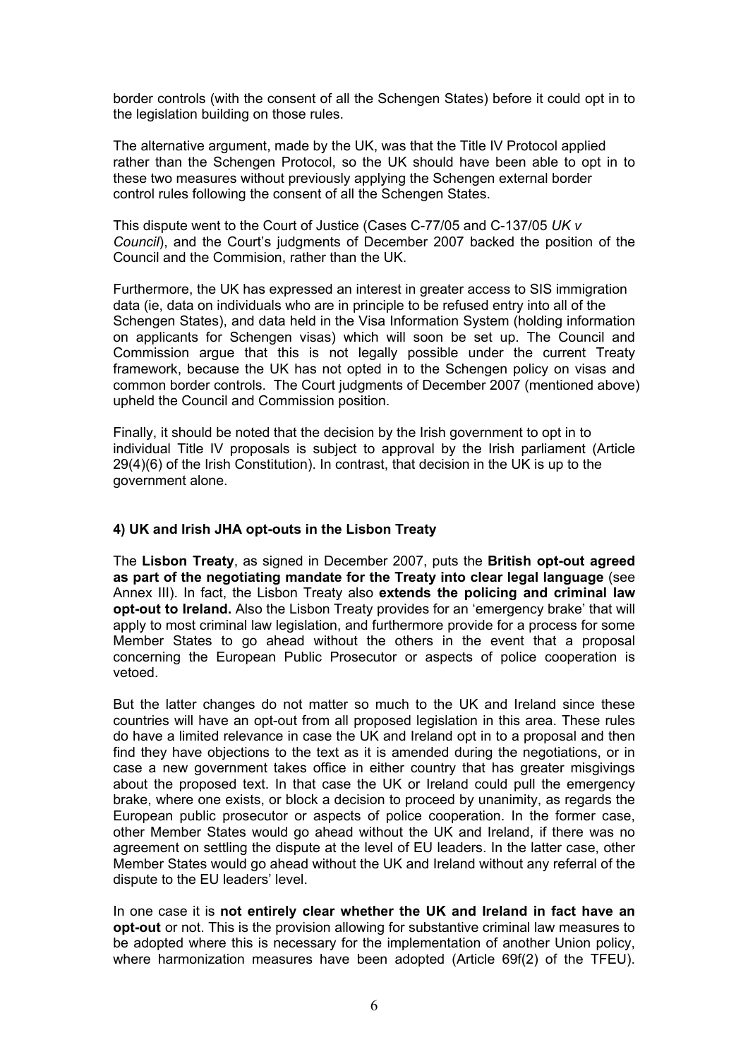border controls (with the consent of all the Schengen States) before it could opt in to the legislation building on those rules.

The alternative argument, made by the UK, was that the Title IV Protocol applied rather than the Schengen Protocol, so the UK should have been able to opt in to these two measures without previously applying the Schengen external border control rules following the consent of all the Schengen States.

This dispute went to the Court of Justice (Cases C-77/05 and C-137/05 *UK v Council*), and the Court's judgments of December 2007 backed the position of the Council and the Commision, rather than the UK.

Furthermore, the UK has expressed an interest in greater access to SIS immigration data (ie, data on individuals who are in principle to be refused entry into all of the Schengen States), and data held in the Visa Information System (holding information on applicants for Schengen visas) which will soon be set up. The Council and Commission argue that this is not legally possible under the current Treaty framework, because the UK has not opted in to the Schengen policy on visas and common border controls. The Court judgments of December 2007 (mentioned above) upheld the Council and Commission position.

Finally, it should be noted that the decision by the Irish government to opt in to individual Title IV proposals is subject to approval by the Irish parliament (Article 29(4)(6) of the Irish Constitution). In contrast, that decision in the UK is up to the government alone.

### 4) UK and Irish JHA opt-outs in the Lisbon Treaty

The **Lisbon Treaty**, as signed in December 2007, puts the **British opt-out agreed as part of the negotiating mandate for the Treaty into clear legal language** (see Annex III). In fact, the Lisbon Treaty also **extends the policing and criminal law opt-out to Ireland.** Also the Lisbon Treaty provides for an 'emergency brake' that will apply to most criminal law legislation, and furthermore provide for a process for some Member States to go ahead without the others in the event that a proposal concerning the European Public Prosecutor or aspects of police cooperation is vetoed.

But the latter changes do not matter so much to the UK and Ireland since these countries will have an opt-out from all proposed legislation in this area. These rules do have a limited relevance in case the UK and Ireland opt in to a proposal and then find they have objections to the text as it is amended during the negotiations, or in case a new government takes office in either country that has greater misgivings about the proposed text. In that case the UK or Ireland could pull the emergency brake, where one exists, or block a decision to proceed by unanimity, as regards the European public prosecutor or aspects of police cooperation. In the former case, other Member States would go ahead without the UK and Ireland, if there was no agreement on settling the dispute at the level of EU leaders. In the latter case, other Member States would go ahead without the UK and Ireland without any referral of the dispute to the EU leaders' level.

In one case it is **not entirely clear whether the UK and Ireland in fact have an opt-out** or not. This is the provision allowing for substantive criminal law measures to be adopted where this is necessary for the implementation of another Union policy, where harmonization measures have been adopted (Article 69f(2) of the TFEU).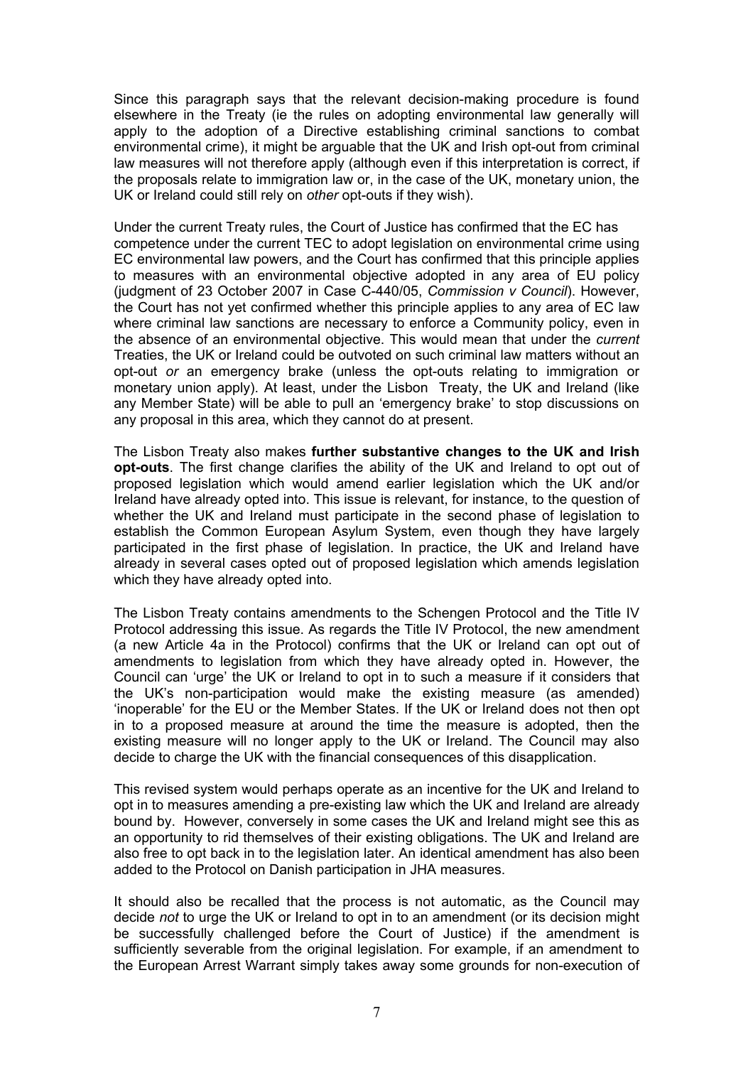Since this paragraph says that the relevant decision-making procedure is found elsewhere in the Treaty (ie the rules on adopting environmental law generally will apply to the adoption of a Directive establishing criminal sanctions to combat environmental crime), it might be arguable that the UK and Irish opt-out from criminal law measures will not therefore apply (although even if this interpretation is correct, if the proposals relate to immigration law or, in the case of the UK, monetary union, the UK or Ireland could still rely on *other* opt-outs if they wish).

Under the current Treaty rules, the Court of Justice has confirmed that the EC has competence under the current TEC to adopt legislation on environmental crime using EC environmental law powers, and the Court has confirmed that this principle applies to measures with an environmental objective adopted in any area of EU policy (judgment of 23 October 2007 in Case C-440/05, *Commission v Council*). However, the Court has not yet confirmed whether this principle applies to any area of EC law where criminal law sanctions are necessary to enforce a Community policy, even in the absence of an environmental objective. This would mean that under the *current* Treaties, the UK or Ireland could be outvoted on such criminal law matters without an opt-out *or* an emergency brake (unless the opt-outs relating to immigration or monetary union apply). At least, under the Lisbon Treaty, the UK and Ireland (like any Member State) will be able to pull an 'emergency brake' to stop discussions on any proposal in this area, which they cannot do at present.

The Lisbon Treaty also makes **further substantive changes to the UK and Irish opt-outs**. The first change clarifies the ability of the UK and Ireland to opt out of proposed legislation which would amend earlier legislation which the UK and/or Ireland have already opted into. This issue is relevant, for instance, to the question of whether the UK and Ireland must participate in the second phase of legislation to establish the Common European Asylum System, even though they have largely participated in the first phase of legislation. In practice, the UK and Ireland have already in several cases opted out of proposed legislation which amends legislation which they have already opted into.

The Lisbon Treaty contains amendments to the Schengen Protocol and the Title IV Protocol addressing this issue. As regards the Title IV Protocol, the new amendment (a new Article 4a in the Protocol) confirms that the UK or Ireland can opt out of amendments to legislation from which they have already opted in. However, the Council can 'urge' the UK or Ireland to opt in to such a measure if it considers that the UK's non-participation would make the existing measure (as amended) 'inoperable' for the EU or the Member States. If the UK or Ireland does not then opt in to a proposed measure at around the time the measure is adopted, then the existing measure will no longer apply to the UK or Ireland. The Council may also decide to charge the UK with the financial consequences of this disapplication.

This revised system would perhaps operate as an incentive for the UK and Ireland to opt in to measures amending a pre-existing law which the UK and Ireland are already bound by. However, conversely in some cases the UK and Ireland might see this as an opportunity to rid themselves of their existing obligations. The UK and Ireland are also free to opt back in to the legislation later. An identical amendment has also been added to the Protocol on Danish participation in JHA measures.

It should also be recalled that the process is not automatic, as the Council may decide *not* to urge the UK or Ireland to opt in to an amendment (or its decision might be successfully challenged before the Court of Justice) if the amendment is sufficiently severable from the original legislation. For example, if an amendment to the European Arrest Warrant simply takes away some grounds for non-execution of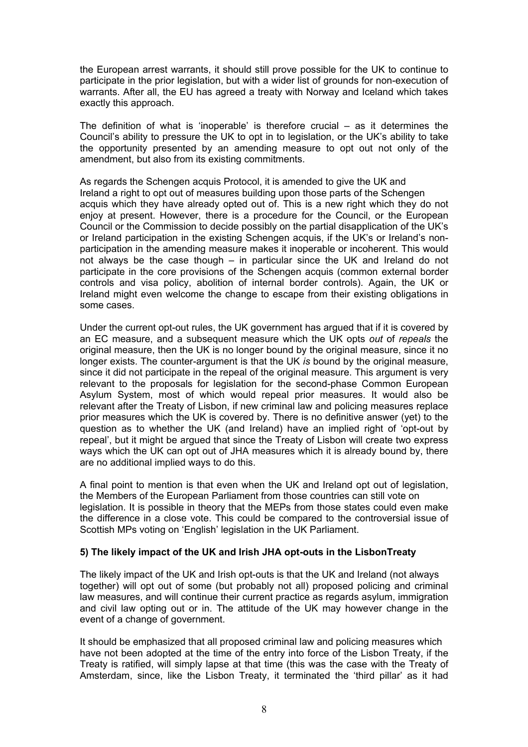the European arrest warrants, it should still prove possible for the UK to continue to participate in the prior legislation, but with a wider list of grounds for non-execution of warrants. After all, the EU has agreed a treaty with Norway and Iceland which takes exactly this approach.

The definition of what is 'inoperable' is therefore crucial – as it determines the Council's ability to pressure the UK to opt in to legislation, or the UK's ability to take the opportunity presented by an amending measure to opt out not only of the amendment, but also from its existing commitments.

As regards the Schengen acquis Protocol, it is amended to give the UK and Ireland a right to opt out of measures building upon those parts of the Schengen acquis which they have already opted out of. This is a new right which they do not enjoy at present. However, there is a procedure for the Council, or the European Council or the Commission to decide possibly on the partial disapplication of the UK's or Ireland participation in the existing Schengen acquis, if the UK's or Ireland's non-participation in the amending measure makes it inoperable or incoherent. This would not always be the case though – in particular since the UK and Ireland do not participate in the core provisions of the Schengen acquis (common external border controls and visa policy, abolition of internal border controls). Again, the UK or Ireland might even welcome the change to escape from their existing obligations in some cases.

Under the current opt-out rules, the UK government has argued that if it is covered by an EC measure, and a subsequent measure which the UK opts *out* of *repeals* the original measure, then the UK is no longer bound by the original measure, since it no longer exists. The counter-argument is that the UK *is* bound by the original measure, since it did not participate in the repeal of the original measure. This argument is very relevant to the proposals for legislation for the second-phase Common European Asylum System, most of which would repeal prior measures. It would also be relevant after the Treaty of Lisbon, if new criminal law and policing measures replace prior measures which the UK is covered by. There is no definitive answer (yet) to the question as to whether the UK (and Ireland) have an implied right of 'opt-out by repeal', but it might be argued that since the Treaty of Lisbon will create two express ways which the UK can opt out of JHA measures which it is already bound by, there are no additional implied ways to do this.

A final point to mention is that even when the UK and Ireland opt out of legislation, the Members of the European Parliament from those countries can still vote on legislation. It is possible in theory that the MEPs from those states could even make the difference in a close vote. This could be compared to the controversial issue of Scottish MPs voting on 'English' legislation in the UK Parliament.

### 5) The likely impact of the UK and Irish JHA opt-outs in the LisbonTreaty

The likely impact of the UK and Irish opt-outs is that the UK and Ireland (not always together) will opt out of some (but probably not all) proposed policing and criminal law measures, and will continue their current practice as regards asylum, immigration and civil law opting out or in. The attitude of the UK may however change in the event of a change of government.

It should be emphasized that all proposed criminal law and policing measures which have not been adopted at the time of the entry into force of the Lisbon Treaty, if the Treaty is ratified, will simply lapse at that time (this was the case with the Treaty of Amsterdam, since, like the Lisbon Treaty, it terminated the 'third pillar' as it had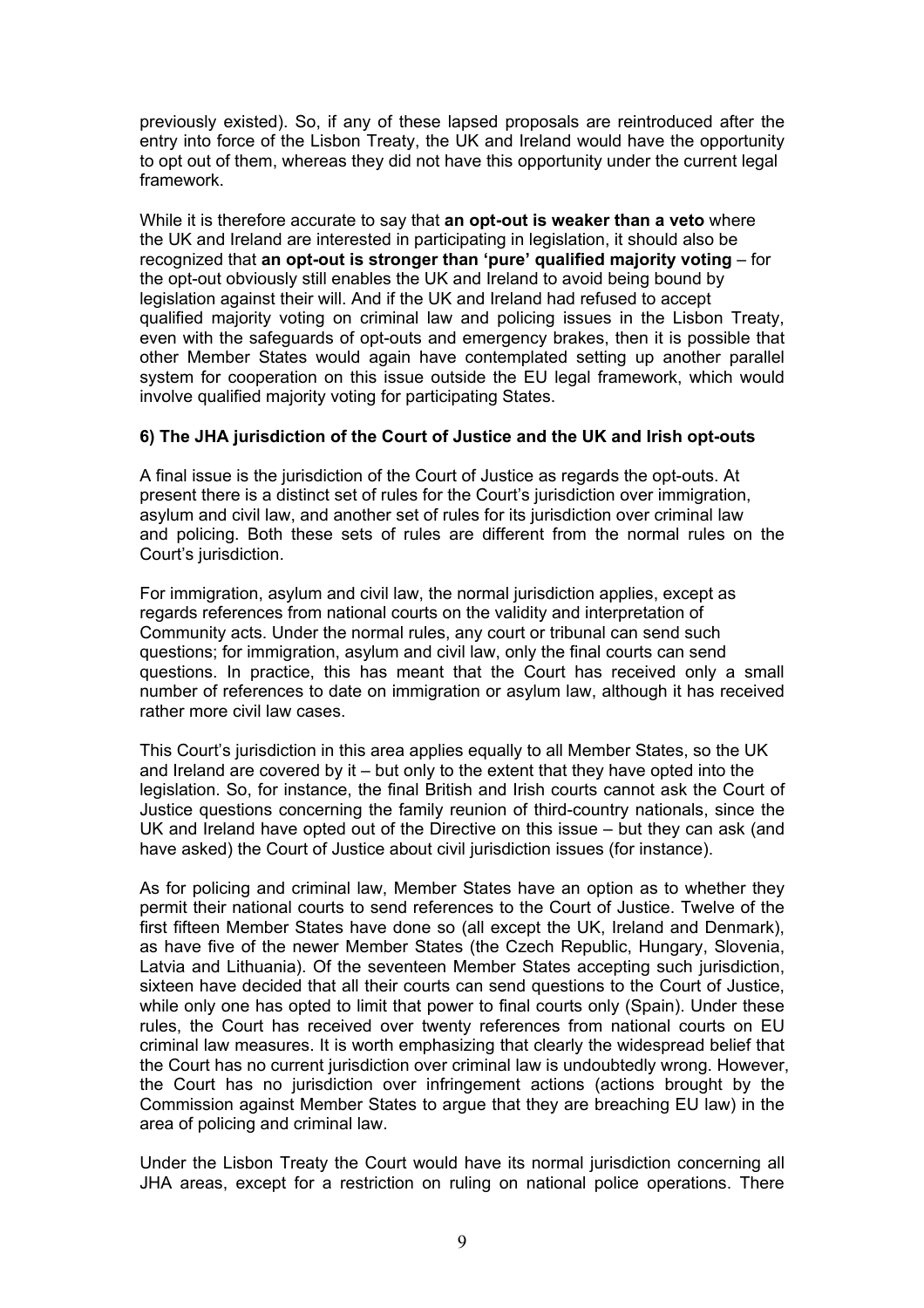previously existed). So, if any of these lapsed proposals are reintroduced after the entry into force of the Lisbon Treaty, the UK and Ireland would have the opportunity to opt out of them, whereas they did not have this opportunity under the current legal framework.

While it is therefore accurate to say that **an opt-out is weaker than a veto** where the UK and Ireland are interested in participating in legislation, it should also be recognized that **an opt-out is stronger than 'pure' qualified majority voting** – for the opt-out obviously still enables the UK and Ireland to avoid being bound by legislation against their will. And if the UK and Ireland had refused to accept qualified majority voting on criminal law and policing issues in the Lisbon Treaty, even with the safeguards of opt-outs and emergency brakes, then it is possible that other Member States would again have contemplated setting up another parallel system for cooperation on this issue outside the EU legal framework, which would involve qualified majority voting for participating States.

**6) The JHA jurisdiction of the Court of Justice and the UK and Irish opt-outs**

A final issue is the jurisdiction of the Court of Justice as regards the opt-outs. At present there is a distinct set of rules for the Court's jurisdiction over immigration, asylum and civil law, and another set of rules for its jurisdiction over criminal law and policing. Both these sets of rules are different from the normal rules on the Court's jurisdiction.

For immigration, asylum and civil law, the normal jurisdiction applies, except as regards references from national courts on the validity and interpretation of Community acts. Under the normal rules, any court or tribunal can send such questions; for immigration, asylum and civil law, only the final courts can send questions. In practice, this has meant that the Court has received only a small number of references to date on immigration or asylum law, although it has received rather more civil law cases.

This Court's jurisdiction in this area applies equally to all Member States, so the UK and Ireland are covered by it – but only to the extent that they have opted into the legislation. So, for instance, the final British and Irish courts cannot ask the Court of Justice questions concerning the family reunion of third-country nationals, since the UK and Ireland have opted out of the Directive on this issue – but they can ask (and have asked) the Court of Justice about civil jurisdiction issues (for instance).

As for policing and criminal law, Member States have an option as to whether they permit their national courts to send references to the Court of Justice. Twelve of the first fifteen Member States have done so (all except the UK, Ireland and Denmark), as have five of the newer Member States (the Czech Republic, Hungary, Slovenia, Latvia and Lithuania). Of the seventeen Member States accepting such jurisdiction, sixteen have decided that all their courts can send questions to the Court of Justice, while only one has opted to limit that power to final courts only (Spain). Under these rules, the Court has received over twenty references from national courts on EU criminal law measures. It is worth emphasizing that clearly the widespread belief that the Court has no current jurisdiction over criminal law is undoubtedly wrong. However, the Court has no jurisdiction over infringement actions (actions brought by the Commission against Member States to argue that they are breaching EU law) in the area of policing and criminal law.

Under the Lisbon Treaty the Court would have its normal jurisdiction concerning all JHA areas, except for a restriction on ruling on national police operations. There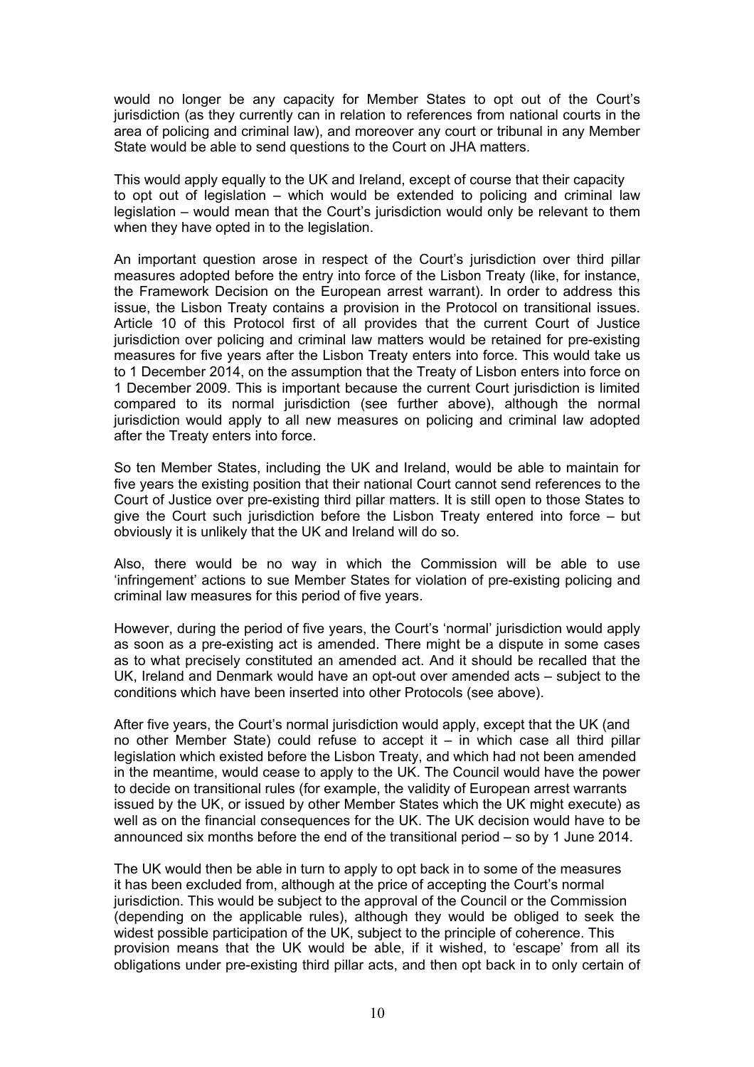would no longer be any capacity for Member States to opt out of the Court's jurisdiction (as they currently can in relation to references from national courts in the area of policing and criminal law), and moreover any court or tribunal in any Member State would be able to send questions to the Court on JHA matters.

This would apply equally to the UK and Ireland, except of course that their capacity to opt out of legislation – which would be extended to policing and criminal law legislation – would mean that the Court's jurisdiction would only be relevant to them when they have opted in to the legislation.

An important question arose in respect of the Court's jurisdiction over third pillar measures adopted before the entry into force of the Lisbon Treaty (like, for instance, the Framework Decision on the European arrest warrant). In order to address this issue, the Lisbon Treaty contains a provision in the Protocol on transitional issues. Article 10 of this Protocol first of all provides that the current Court of Justice jurisdiction over policing and criminal law matters would be retained for pre-existing measures for five years after the Lisbon Treaty enters into force. This would take us to 1 December 2014, on the assumption that the Treaty of Lisbon enters into force on 1 December 2009. This is important because the current Court jurisdiction is limited compared to its normal jurisdiction (see further above), although the normal jurisdiction would apply to all new measures on policing and criminal law adopted after the Treaty enters into force.

So ten Member States, including the UK and Ireland, would be able to maintain for five years the existing position that their national Court cannot send references to the Court of Justice over pre-existing third pillar matters. It is still open to those States to give the Court such jurisdiction before the Lisbon Treaty entered into force – but obviously it is unlikely that the UK and Ireland will do so.

Also, there would be no way in which the Commission will be able to use 'infringement' actions to sue Member States for violation of pre-existing policing and criminal law measures for this period of five years.

However, during the period of five years, the Court's 'normal' jurisdiction would apply as soon as a pre-existing act is amended. There might be a dispute in some cases as to what precisely constituted an amended act. And it should be recalled that the UK, Ireland and Denmark would have an opt-out over amended acts – subject to the conditions which have been inserted into other Protocols (see above).

After five years, the Court's normal jurisdiction would apply, except that the UK (and no other Member State) could refuse to accept it – in which case all third pillar legislation which existed before the Lisbon Treaty, and which had not been amended in the meantime, would cease to apply to the UK. The Council would have the power to decide on transitional rules (for example, the validity of European arrest warrants issued by the UK, or issued by other Member States which the UK might execute) as well as on the financial consequences for the UK. The UK decision would have to be announced six months before the end of the transitional period – so by 1 June 2014.

The UK would then be able in turn to apply to opt back in to some of the measures it has been excluded from, although at the price of accepting the Court's normal jurisdiction. This would be subject to the approval of the Council or the Commission (depending on the applicable rules), although they would be obliged to seek the widest possible participation of the UK, subject to the principle of coherence. This provision means that the UK would be able, if it wished, to 'escape' from all its obligations under pre-existing third pillar acts, and then opt back in to only certain of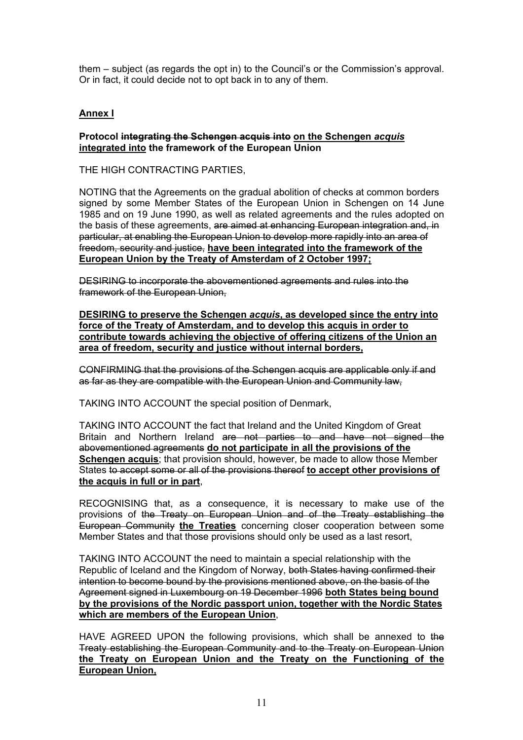them – subject (as regards the opt in) to the Council's or the Commission's approval. Or in fact, it could decide not to opt back in to any of them.

## Annex I

**Protocol ~~integrating the Schengen acquis into~~ <u>on the Schengen *acquis* integrated into</u> the framework of the European Union**

THE HIGH CONTRACTING PARTIES,

NOTING that the Agreements on the gradual abolition of checks at common borders signed by some Member States of the European Union in Schengen on 14 June 1985 and on 19 June 1990, as well as related agreements and the rules adopted on the basis of these agreements, ~~are aimed at enhancing European integration and, in particular, at enabling the European Union to develop more rapidly into an area of freedom, security and justice,~~ **<u>have been integrated into the framework of the European Union by the Treaty of Amsterdam of 2 October 1997;</u>**

~~DESIRING to incorporate the abovementioned agreements and rules into the framework of the European Union,~~

**<u>DESIRING to preserve the Schengen *acquis*, as developed since the entry into force of the Treaty of Amsterdam, and to develop this acquis in order to contribute towards achieving the objective of offering citizens of the Union an area of freedom, security and justice without internal borders,</u>**

~~CONFIRMING that the provisions of the Schengen acquis are applicable only if and as far as they are compatible with the European Union and Community law,~~

TAKING INTO ACCOUNT the special position of Denmark,

TAKING INTO ACCOUNT the fact that Ireland and the United Kingdom of Great Britain and Northern Ireland ~~are not parties to and have not signed the abovementioned agreements~~ **<u>do not participate in all the provisions of the Schengen acquis</u>**; that provision should, however, be made to allow those Member States ~~to accept some or all of the provisions thereof~~ **<u>to accept other provisions of the acquis in full or in part</u>**,

RECOGNISING that, as a consequence, it is necessary to make use of the provisions of ~~the Treaty on European Union and of the Treaty establishing the European Community~~ **<u>the Treaties</u>** concerning closer cooperation between some Member States and that those provisions should only be used as a last resort,

TAKING INTO ACCOUNT the need to maintain a special relationship with the Republic of Iceland and the Kingdom of Norway, ~~both States having confirmed their intention to become bound by the provisions mentioned above, on the basis of the Agreement signed in Luxembourg on 19 December 1996~~ **<u>both States being bound by the provisions of the Nordic passport union, together with the Nordic States which are members of the European Union</u>**,

HAVE AGREED UPON the following provisions, which shall be annexed to ~~the Treaty establishing the European Community and to the Treaty on European Union~~ **<u>the Treaty on European Union and the Treaty on the Functioning of the European Union,</u>**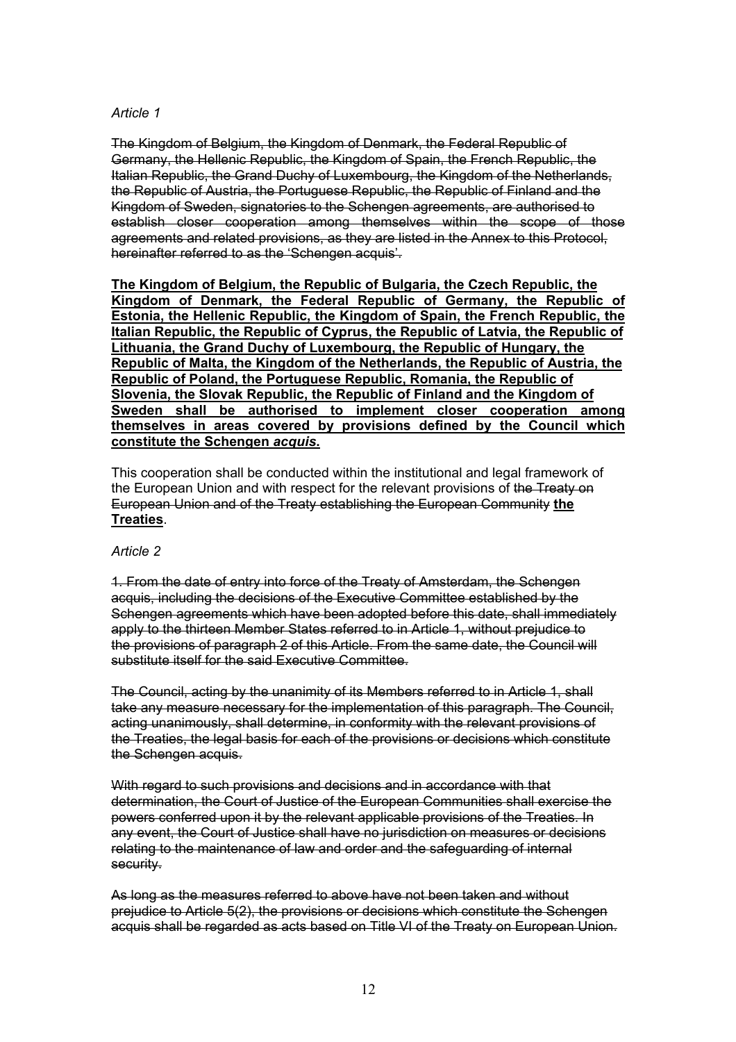*Article 1*

~~The Kingdom of Belgium, the Kingdom of Denmark, the Federal Republic of Germany, the Hellenic Republic, the Kingdom of Spain, the French Republic, the Italian Republic, the Grand Duchy of Luxembourg, the Kingdom of the Netherlands, the Republic of Austria, the Portuguese Republic, the Republic of Finland and the Kingdom of Sweden, signatories to the Schengen agreements, are authorised to establish closer cooperation among themselves within the scope of those agreements and related provisions, as they are listed in the Annex to this Protocol, hereinafter referred to as the 'Schengen acquis'.~~

<u>**The Kingdom of Belgium, the Republic of Bulgaria, the Czech Republic, the Kingdom of Denmark, the Federal Republic of Germany, the Republic of Estonia, the Hellenic Republic, the Kingdom of Spain, the French Republic, the Italian Republic, the Republic of Cyprus, the Republic of Latvia, the Republic of Lithuania, the Grand Duchy of Luxembourg, the Republic of Hungary, the Republic of Malta, the Kingdom of the Netherlands, the Republic of Austria, the Republic of Poland, the Portuguese Republic, Romania, the Republic of Slovenia, the Slovak Republic, the Republic of Finland and the Kingdom of Sweden shall be authorised to implement closer cooperation among themselves in areas covered by provisions defined by the Council which constitute the Schengen *acquis*.**</u>

This cooperation shall be conducted within the institutional and legal framework of the European Union and with respect for the relevant provisions of ~~the Treaty on European Union and of the Treaty establishing the European Community~~ <u>**the Treaties**</u>.

*Article 2*

~~1. From the date of entry into force of the Treaty of Amsterdam, the Schengen acquis, including the decisions of the Executive Committee established by the Schengen agreements which have been adopted before this date, shall immediately apply to the thirteen Member States referred to in Article 1, without prejudice to the provisions of paragraph 2 of this Article. From the same date, the Council will substitute itself for the said Executive Committee.~~

~~The Council, acting by the unanimity of its Members referred to in Article 1, shall take any measure necessary for the implementation of this paragraph. The Council, acting unanimously, shall determine, in conformity with the relevant provisions of the Treaties, the legal basis for each of the provisions or decisions which constitute the Schengen acquis.~~

~~With regard to such provisions and decisions and in accordance with that determination, the Court of Justice of the European Communities shall exercise the powers conferred upon it by the relevant applicable provisions of the Treaties. In any event, the Court of Justice shall have no jurisdiction on measures or decisions relating to the maintenance of law and order and the safeguarding of internal security.~~

~~As long as the measures referred to above have not been taken and without prejudice to Article 5(2), the provisions or decisions which constitute the Schengen acquis shall be regarded as acts based on Title VI of the Treaty on European Union.~~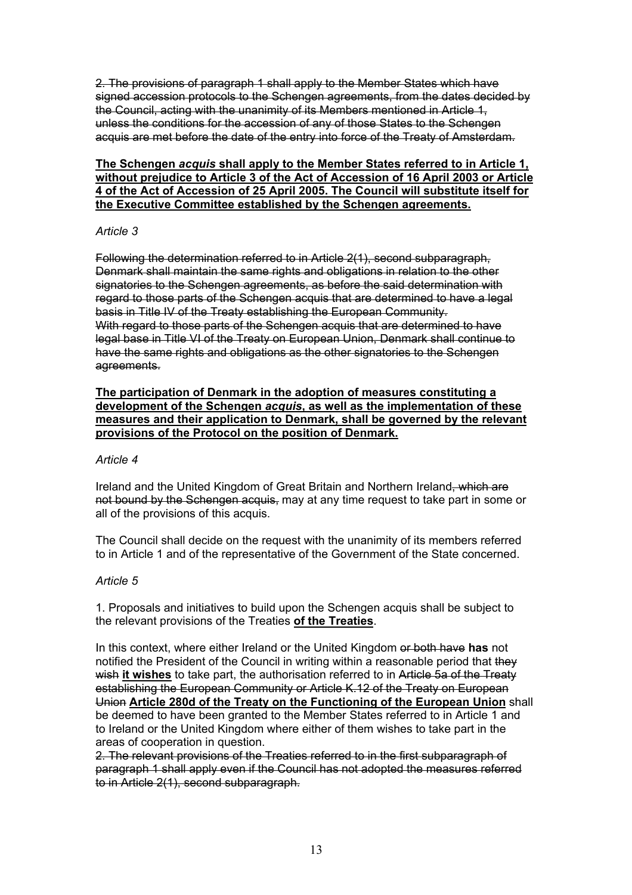~~2. The provisions of paragraph 1 shall apply to the Member States which have signed accession protocols to the Schengen agreements, from the dates decided by the Council, acting with the unanimity of its Members mentioned in Article 1, unless the conditions for the accession of any of those States to the Schengen acquis are met before the date of the entry into force of the Treaty of Amsterdam.~~

<u>**The Schengen *acquis* shall apply to the Member States referred to in Article 1, without prejudice to Article 3 of the Act of Accession of 16 April 2003 or Article 4 of the Act of Accession of 25 April 2005. The Council will substitute itself for the Executive Committee established by the Schengen agreements.**</u>

*Article 3*

~~Following the determination referred to in Article 2(1), second subparagraph, Denmark shall maintain the same rights and obligations in relation to the other signatories to the Schengen agreements, as before the said determination with regard to those parts of the Schengen acquis that are determined to have a legal basis in Title IV of the Treaty establishing the European Community.~~
~~With regard to those parts of the Schengen acquis that are determined to have legal base in Title VI of the Treaty on European Union, Denmark shall continue to have the same rights and obligations as the other signatories to the Schengen agreements.~~

<u>**The participation of Denmark in the adoption of measures constituting a development of the Schengen *acquis*, as well as the implementation of these measures and their application to Denmark, shall be governed by the relevant provisions of the Protocol on the position of Denmark.**</u>

*Article 4*

Ireland and the United Kingdom of Great Britain and Northern Ireland~~, which are not bound by the Schengen acquis,~~ may at any time request to take part in some or all of the provisions of this acquis.

The Council shall decide on the request with the unanimity of its members referred to in Article 1 and of the representative of the Government of the State concerned.

*Article 5*

1. Proposals and initiatives to build upon the Schengen acquis shall be subject to the relevant provisions of the Treaties <u>**of the Treaties**</u>.

In this context, where either Ireland or the United Kingdom ~~or both have~~ **has** not notified the President of the Council in writing within a reasonable period that ~~they wish~~ <u>**it wishes**</u> to take part, the authorisation referred to in ~~Article 5a of the Treaty establishing the European Community or Article K.12 of the Treaty on European Union~~ <u>**Article 280d of the Treaty on the Functioning of the European Union**</u> shall be deemed to have been granted to the Member States referred to in Article 1 and to Ireland or the United Kingdom where either of them wishes to take part in the areas of cooperation in question.

~~2. The relevant provisions of the Treaties referred to in the first subparagraph of paragraph 1 shall apply even if the Council has not adopted the measures referred to in Article 2(1), second subparagraph.~~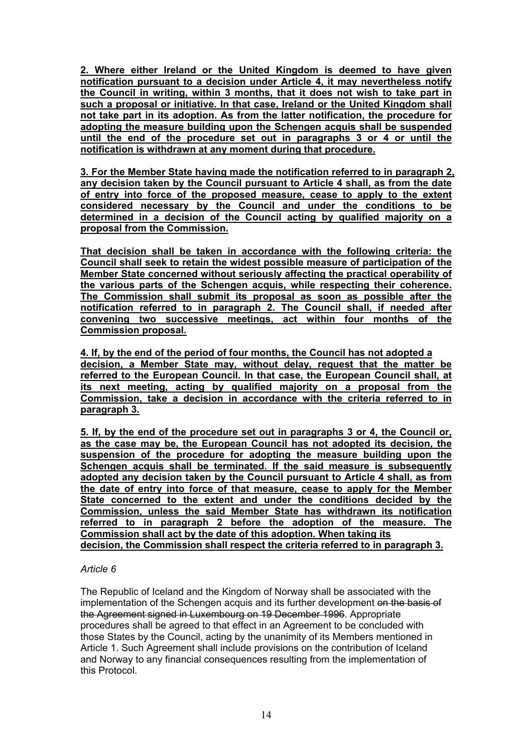**2. Where either Ireland or the United Kingdom is deemed to have given notification pursuant to a decision under Article 4, it may nevertheless notify the Council in writing, within 3 months, that it does not wish to take part in such a proposal or initiative. In that case, Ireland or the United Kingdom shall not take part in its adoption. As from the latter notification, the procedure for adopting the measure building upon the Schengen acquis shall be suspended until the end of the procedure set out in paragraphs 3 or 4 or until the notification is withdrawn at any moment during that procedure.**

**3. For the Member State having made the notification referred to in paragraph 2, any decision taken by the Council pursuant to Article 4 shall, as from the date of entry into force of the proposed measure, cease to apply to the extent considered necessary by the Council and under the conditions to be determined in a decision of the Council acting by qualified majority on a proposal from the Commission.**

**That decision shall be taken in accordance with the following criteria: the Council shall seek to retain the widest possible measure of participation of the Member State concerned without seriously affecting the practical operability of the various parts of the Schengen acquis, while respecting their coherence. The Commission shall submit its proposal as soon as possible after the notification referred to in paragraph 2. The Council shall, if needed after convening two successive meetings, act within four months of the Commission proposal.**

**4. If, by the end of the period of four months, the Council has not adopted a decision, a Member State may, without delay, request that the matter be referred to the European Council. In that case, the European Council shall, at its next meeting, acting by qualified majority on a proposal from the Commission, take a decision in accordance with the criteria referred to in paragraph 3.**

**5. If, by the end of the procedure set out in paragraphs 3 or 4, the Council or, as the case may be, the European Council has not adopted its decision, the suspension of the procedure for adopting the measure building upon the Schengen acquis shall be terminated. If the said measure is subsequently adopted any decision taken by the Council pursuant to Article 4 shall, as from the date of entry into force of that measure, cease to apply for the Member State concerned to the extent and under the conditions decided by the Commission, unless the said Member State has withdrawn its notification referred to in paragraph 2 before the adoption of the measure. The Commission shall act by the date of this adoption. When taking its decision, the Commission shall respect the criteria referred to in paragraph 3.**

*Article 6*

The Republic of Iceland and the Kingdom of Norway shall be associated with the implementation of the Schengen acquis and its further development ~~on the basis of the Agreement signed in Luxembourg on 19 December 1996~~. Appropriate procedures shall be agreed to that effect in an Agreement to be concluded with those States by the Council, acting by the unanimity of its Members mentioned in Article 1. Such Agreement shall include provisions on the contribution of Iceland and Norway to any financial consequences resulting from the implementation of this Protocol.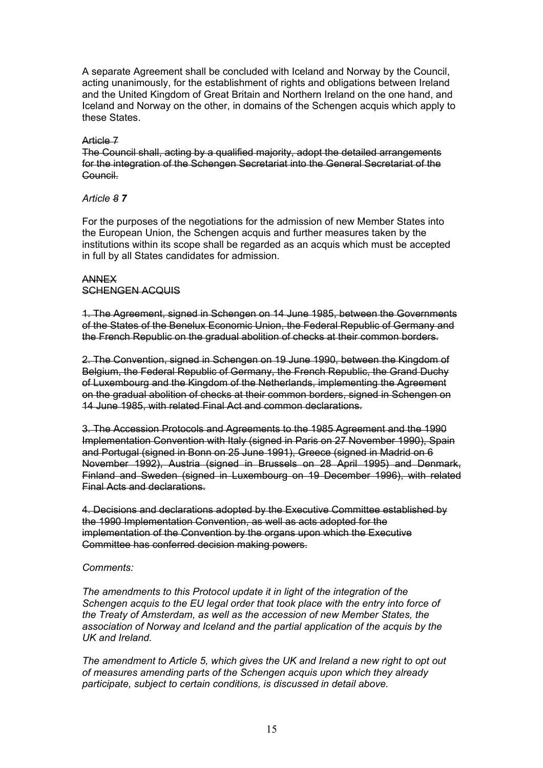A separate Agreement shall be concluded with Iceland and Norway by the Council, acting unanimously, for the establishment of rights and obligations between Ireland and the United Kingdom of Great Britain and Northern Ireland on the one hand, and Iceland and Norway on the other, in domains of the Schengen acquis which apply to these States.

~~Article 7~~
~~The Council shall, acting by a qualified majority, adopt the detailed arrangements for the integration of the Schengen Secretariat into the General Secretariat of the Council.~~

*Article ~~8~~* ***7***

For the purposes of the negotiations for the admission of new Member States into the European Union, the Schengen acquis and further measures taken by the institutions within its scope shall be regarded as an acquis which must be accepted in full by all States candidates for admission.

~~ANNEX~~
~~SCHENGEN ACQUIS~~

~~1. The Agreement, signed in Schengen on 14 June 1985, between the Governments of the States of the Benelux Economic Union, the Federal Republic of Germany and the French Republic on the gradual abolition of checks at their common borders.~~

~~2. The Convention, signed in Schengen on 19 June 1990, between the Kingdom of Belgium, the Federal Republic of Germany, the French Republic, the Grand Duchy of Luxembourg and the Kingdom of the Netherlands, implementing the Agreement on the gradual abolition of checks at their common borders, signed in Schengen on 14 June 1985, with related Final Act and common declarations.~~

~~3. The Accession Protocols and Agreements to the 1985 Agreement and the 1990 Implementation Convention with Italy (signed in Paris on 27 November 1990), Spain and Portugal (signed in Bonn on 25 June 1991), Greece (signed in Madrid on 6 November 1992), Austria (signed in Brussels on 28 April 1995) and Denmark, Finland and Sweden (signed in Luxembourg on 19 December 1996), with related Final Acts and declarations.~~

~~4. Decisions and declarations adopted by the Executive Committee established by the 1990 Implementation Convention, as well as acts adopted for the implementation of the Convention by the organs upon which the Executive Committee has conferred decision making powers.~~

*Comments:*

*The amendments to this Protocol update it in light of the integration of the Schengen acquis to the EU legal order that took place with the entry into force of the Treaty of Amsterdam, as well as the accession of new Member States, the association of Norway and Iceland and the partial application of the acquis by the UK and Ireland.*

*The amendment to Article 5, which gives the UK and Ireland a new right to opt out of measures amending parts of the Schengen acquis upon which they already participate, subject to certain conditions, is discussed in detail above.*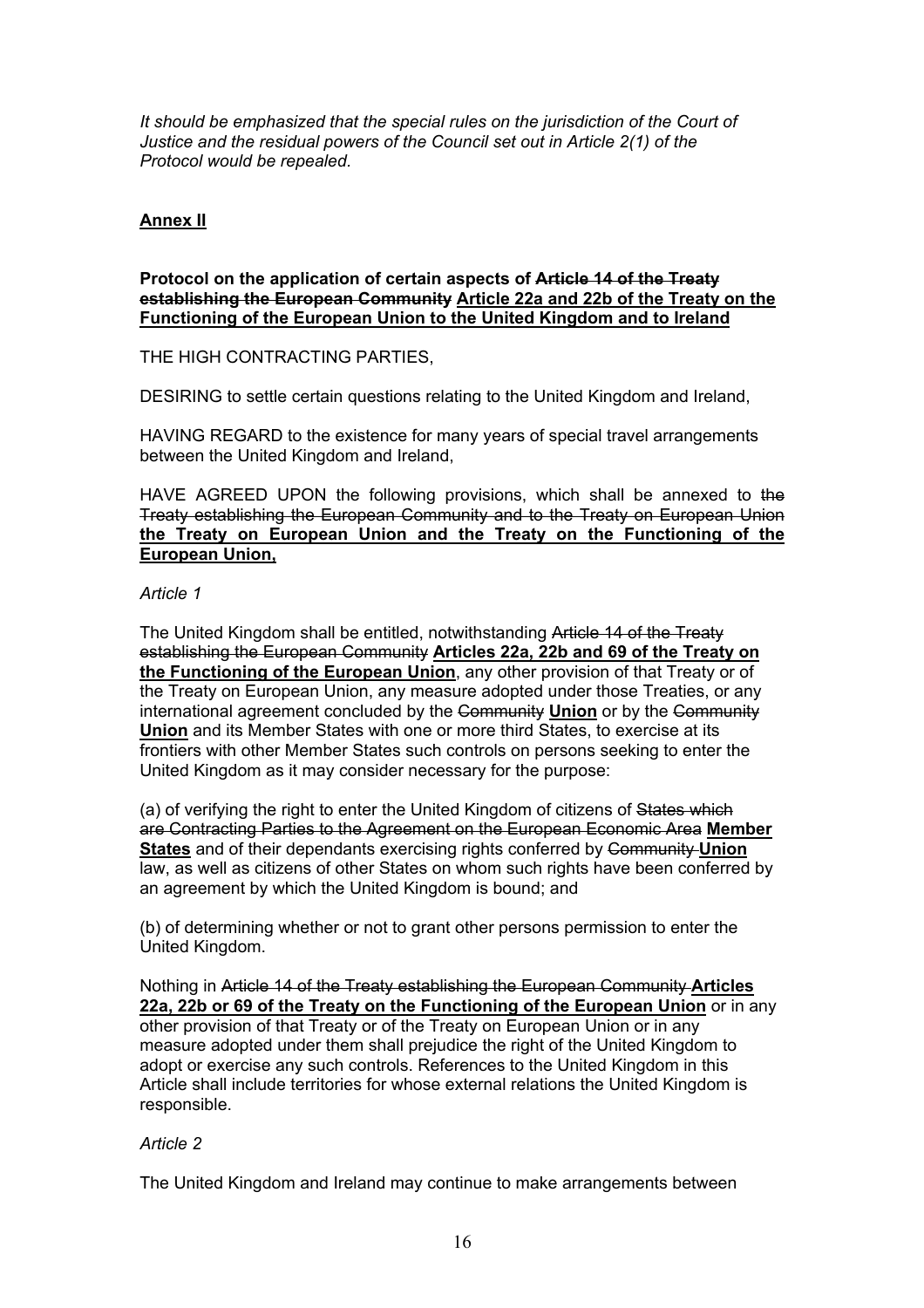*It should be emphasized that the special rules on the jurisdiction of the Court of Justice and the residual powers of the Council set out in Article 2(1) of the Protocol would be repealed.*

## Annex II

**Protocol on the application of certain aspects of ~~Article 14 of the Treaty establishing the European Community~~ Article 22a and 22b of the Treaty on the Functioning of the European Union to the United Kingdom and to Ireland**

THE HIGH CONTRACTING PARTIES,

DESIRING to settle certain questions relating to the United Kingdom and Ireland,

HAVING REGARD to the existence for many years of special travel arrangements between the United Kingdom and Ireland,

HAVE AGREED UPON the following provisions, which shall be annexed to ~~the Treaty establishing the European Community and to the Treaty on European Union~~ **the Treaty on European Union and the Treaty on the Functioning of the European Union,**

*Article 1*

The United Kingdom shall be entitled, notwithstanding ~~Article 14 of the Treaty establishing the European Community~~ **Articles 22a, 22b and 69 of the Treaty on the Functioning of the European Union**, any other provision of that Treaty or of the Treaty on European Union, any measure adopted under those Treaties, or any international agreement concluded by the ~~Community~~ **Union** or by the ~~Community~~ **Union** and its Member States with one or more third States, to exercise at its frontiers with other Member States such controls on persons seeking to enter the United Kingdom as it may consider necessary for the purpose:

(a) of verifying the right to enter the United Kingdom of citizens of ~~States which are Contracting Parties to the Agreement on the European Economic Area~~ **Member States** and of their dependants exercising rights conferred by ~~Community~~ **Union** law, as well as citizens of other States on whom such rights have been conferred by an agreement by which the United Kingdom is bound; and

(b) of determining whether or not to grant other persons permission to enter the United Kingdom.

Nothing in ~~Article 14 of the Treaty establishing the European Community~~ **Articles 22a, 22b or 69 of the Treaty on the Functioning of the European Union** or in any other provision of that Treaty or of the Treaty on European Union or in any measure adopted under them shall prejudice the right of the United Kingdom to adopt or exercise any such controls. References to the United Kingdom in this Article shall include territories for whose external relations the United Kingdom is responsible.

*Article 2*

The United Kingdom and Ireland may continue to make arrangements between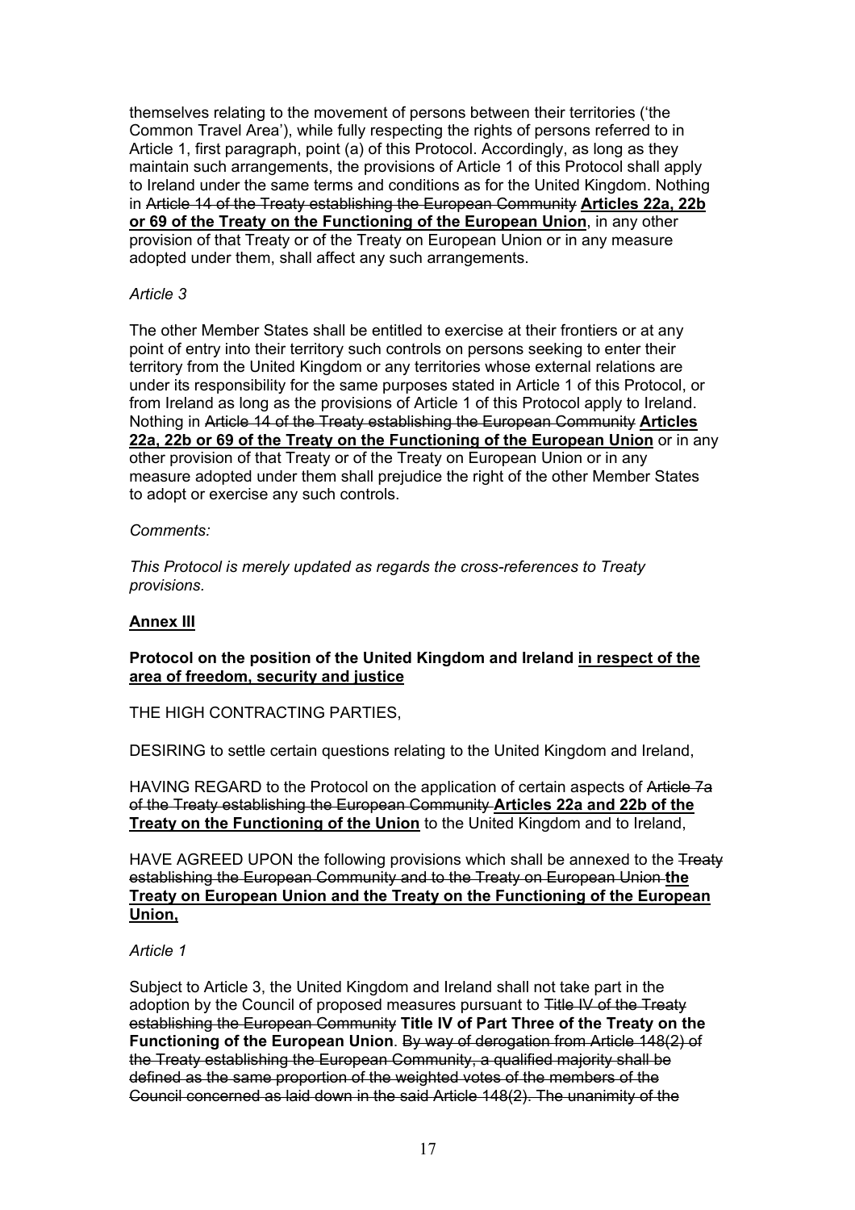themselves relating to the movement of persons between their territories ('the Common Travel Area'), while fully respecting the rights of persons referred to in Article 1, first paragraph, point (a) of this Protocol. Accordingly, as long as they maintain such arrangements, the provisions of Article 1 of this Protocol shall apply to Ireland under the same terms and conditions as for the United Kingdom. Nothing in ~~Article 14 of the Treaty establishing the European Community~~ **Articles 22a, 22b or 69 of the Treaty on the Functioning of the European Union**, in any other provision of that Treaty or of the Treaty on European Union or in any measure adopted under them, shall affect any such arrangements.

*Article 3*

The other Member States shall be entitled to exercise at their frontiers or at any point of entry into their territory such controls on persons seeking to enter their territory from the United Kingdom or any territories whose external relations are under its responsibility for the same purposes stated in Article 1 of this Protocol, or from Ireland as long as the provisions of Article 1 of this Protocol apply to Ireland. Nothing in ~~Article 14 of the Treaty establishing the European Community~~ **Articles 22a, 22b or 69 of the Treaty on the Functioning of the European Union** or in any other provision of that Treaty or of the Treaty on European Union or in any measure adopted under them shall prejudice the right of the other Member States to adopt or exercise any such controls.

*Comments:*

*This Protocol is merely updated as regards the cross-references to Treaty provisions.*

**Annex III**

**Protocol on the position of the United Kingdom and Ireland in respect of the area of freedom, security and justice**

THE HIGH CONTRACTING PARTIES,

DESIRING to settle certain questions relating to the United Kingdom and Ireland,

HAVING REGARD to the Protocol on the application of certain aspects of ~~Article 7a of the Treaty establishing the European Community~~ **Articles 22a and 22b of the Treaty on the Functioning of the Union** to the United Kingdom and to Ireland,

HAVE AGREED UPON the following provisions which shall be annexed to the ~~Treaty establishing the European Community and to the Treaty on European Union~~ **the Treaty on European Union and the Treaty on the Functioning of the European Union,**

*Article 1*

Subject to Article 3, the United Kingdom and Ireland shall not take part in the adoption by the Council of proposed measures pursuant to ~~Title IV of the Treaty establishing the European Community~~ **Title IV of Part Three of the Treaty on the Functioning of the European Union**. ~~By way of derogation from Article 148(2) of the Treaty establishing the European Community, a qualified majority shall be defined as the same proportion of the weighted votes of the members of the Council concerned as laid down in the said Article 148(2). The unanimity of the~~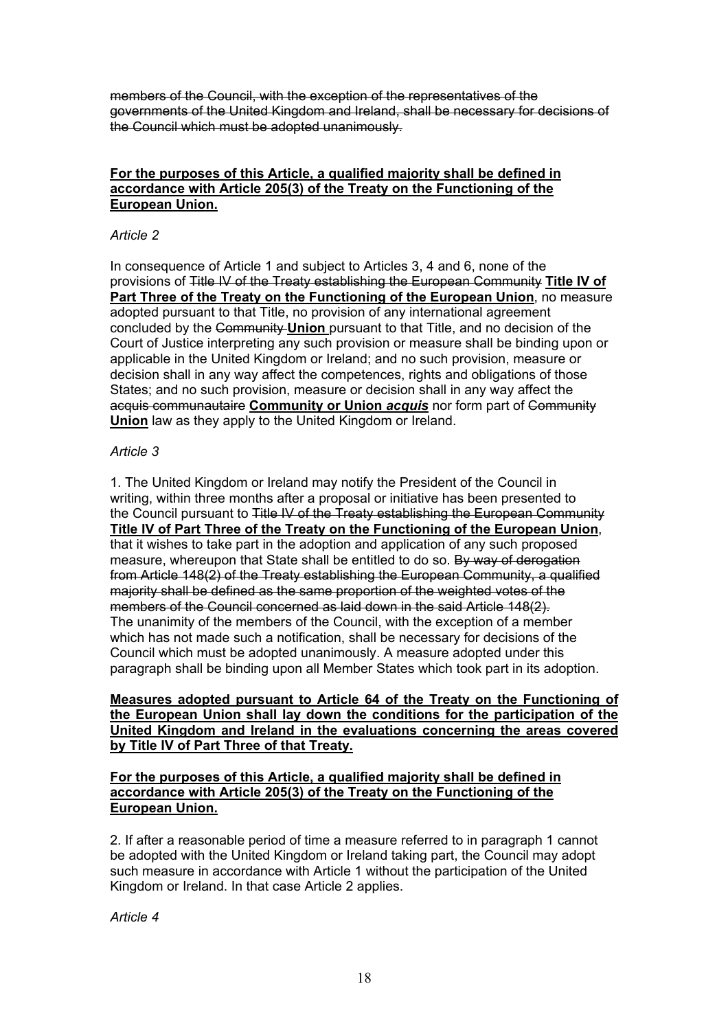~~members of the Council, with the exception of the representatives of the governments of the United Kingdom and Ireland, shall be necessary for decisions of the Council which must be adopted unanimously.~~

<u>**For the purposes of this Article, a qualified majority shall be defined in accordance with Article 205(3) of the Treaty on the Functioning of the European Union.**</u>

*Article 2*

In consequence of Article 1 and subject to Articles 3, 4 and 6, none of the provisions of ~~Title IV of the Treaty establishing the European Community~~ <u>**Title IV of Part Three of the Treaty on the Functioning of the European Union**</u>, no measure adopted pursuant to that Title, no provision of any international agreement concluded by the ~~Community~~ <u>**Union**</u> pursuant to that Title, and no decision of the Court of Justice interpreting any such provision or measure shall be binding upon or applicable in the United Kingdom or Ireland; and no such provision, measure or decision shall in any way affect the competences, rights and obligations of those States; and no such provision, measure or decision shall in any way affect the ~~acquis communautaire~~ <u>**Community or Union *acquis***</u> nor form part of ~~Community~~ <u>**Union**</u> law as they apply to the United Kingdom or Ireland.

*Article 3*

1. The United Kingdom or Ireland may notify the President of the Council in writing, within three months after a proposal or initiative has been presented to the Council pursuant to ~~Title IV of the Treaty establishing the European Community~~ <u>**Title IV of Part Three of the Treaty on the Functioning of the European Union**</u>, that it wishes to take part in the adoption and application of any such proposed measure, whereupon that State shall be entitled to do so. ~~By way of derogation from Article 148(2) of the Treaty establishing the European Community, a qualified majority shall be defined as the same proportion of the weighted votes of the members of the Council concerned as laid down in the said Article 148(2).~~ The unanimity of the members of the Council, with the exception of a member which has not made such a notification, shall be necessary for decisions of the Council which must be adopted unanimously. A measure adopted under this paragraph shall be binding upon all Member States which took part in its adoption.

<u>**Measures adopted pursuant to Article 64 of the Treaty on the Functioning of the European Union shall lay down the conditions for the participation of the United Kingdom and Ireland in the evaluations concerning the areas covered by Title IV of Part Three of that Treaty.**</u>

<u>**For the purposes of this Article, a qualified majority shall be defined in accordance with Article 205(3) of the Treaty on the Functioning of the European Union.**</u>

2. If after a reasonable period of time a measure referred to in paragraph 1 cannot be adopted with the United Kingdom or Ireland taking part, the Council may adopt such measure in accordance with Article 1 without the participation of the United Kingdom or Ireland. In that case Article 2 applies.

*Article 4*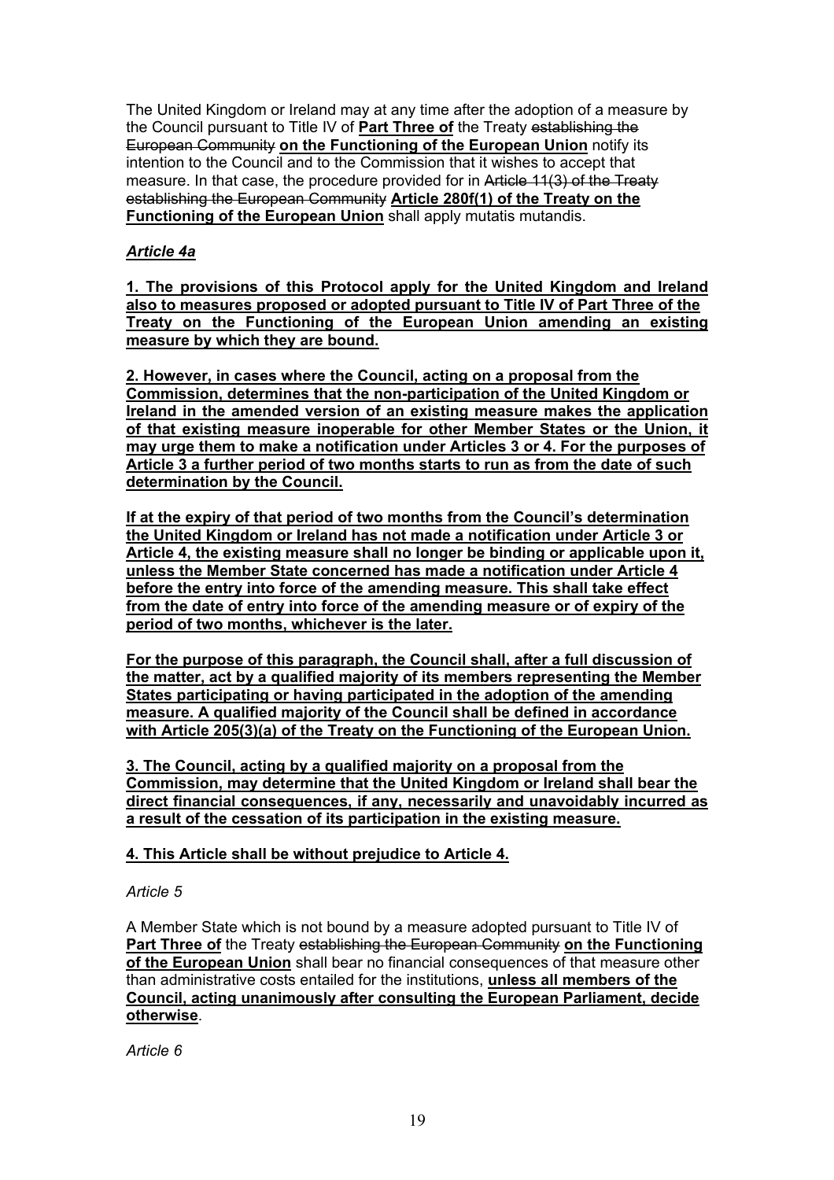The United Kingdom or Ireland may at any time after the adoption of a measure by the Council pursuant to Title IV of **Part Three of** the Treaty ~~establishing the European Community~~ **on the Functioning of the European Union** notify its intention to the Council and to the Commission that it wishes to accept that measure. In that case, the procedure provided for in ~~Article 11(3) of the Treaty establishing the European Community~~ **Article 280f(1) of the Treaty on the Functioning of the European Union** shall apply mutatis mutandis.

***Article 4a***

**1. The provisions of this Protocol apply for the United Kingdom and Ireland also to measures proposed or adopted pursuant to Title IV of Part Three of the Treaty on the Functioning of the European Union amending an existing measure by which they are bound.**

**2. However, in cases where the Council, acting on a proposal from the Commission, determines that the non-participation of the United Kingdom or Ireland in the amended version of an existing measure makes the application of that existing measure inoperable for other Member States or the Union, it may urge them to make a notification under Articles 3 or 4. For the purposes of Article 3 a further period of two months starts to run as from the date of such determination by the Council.**

**If at the expiry of that period of two months from the Council's determination the United Kingdom or Ireland has not made a notification under Article 3 or Article 4, the existing measure shall no longer be binding or applicable upon it, unless the Member State concerned has made a notification under Article 4 before the entry into force of the amending measure. This shall take effect from the date of entry into force of the amending measure or of expiry of the period of two months, whichever is the later.**

**For the purpose of this paragraph, the Council shall, after a full discussion of the matter, act by a qualified majority of its members representing the Member States participating or having participated in the adoption of the amending measure. A qualified majority of the Council shall be defined in accordance with Article 205(3)(a) of the Treaty on the Functioning of the European Union.**

**3. The Council, acting by a qualified majority on a proposal from the Commission, may determine that the United Kingdom or Ireland shall bear the direct financial consequences, if any, necessarily and unavoidably incurred as a result of the cessation of its participation in the existing measure.**

**4. This Article shall be without prejudice to Article 4.**

*Article 5*

A Member State which is not bound by a measure adopted pursuant to Title IV of **Part Three of** the Treaty ~~establishing the European Community~~ **on the Functioning of the European Union** shall bear no financial consequences of that measure other than administrative costs entailed for the institutions, **unless all members of the Council, acting unanimously after consulting the European Parliament, decide otherwise**.

*Article 6*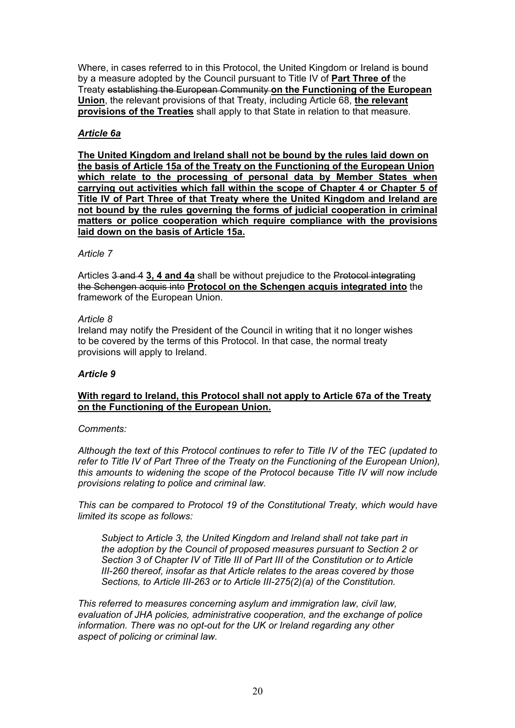Where, in cases referred to in this Protocol, the United Kingdom or Ireland is bound by a measure adopted by the Council pursuant to Title IV of **Part Three of** the Treaty ~~establishing the European Community~~ **on the Functioning of the European Union**, the relevant provisions of that Treaty, including Article 68, **the relevant provisions of the Treaties** shall apply to that State in relation to that measure.

***Article 6a***

**The United Kingdom and Ireland shall not be bound by the rules laid down on the basis of Article 15a of the Treaty on the Functioning of the European Union which relate to the processing of personal data by Member States when carrying out activities which fall within the scope of Chapter 4 or Chapter 5 of Title IV of Part Three of that Treaty where the United Kingdom and Ireland are not bound by the rules governing the forms of judicial cooperation in criminal matters or police cooperation which require compliance with the provisions laid down on the basis of Article 15a.**

*Article 7*

Articles ~~3 and 4~~ **3, 4 and 4a** shall be without prejudice to the ~~Protocol integrating the Schengen acquis into~~ **Protocol on the Schengen acquis integrated into** the framework of the European Union.

*Article 8*

Ireland may notify the President of the Council in writing that it no longer wishes to be covered by the terms of this Protocol. In that case, the normal treaty provisions will apply to Ireland.

***Article 9***

**With regard to Ireland, this Protocol shall not apply to Article 67a of the Treaty on the Functioning of the European Union.**

*Comments:*

*Although the text of this Protocol continues to refer to Title IV of the TEC (updated to refer to Title IV of Part Three of the Treaty on the Functioning of the European Union), this amounts to widening the scope of the Protocol because Title IV will now include provisions relating to police and criminal law.*

*This can be compared to Protocol 19 of the Constitutional Treaty, which would have limited its scope as follows:*

> *Subject to Article 3, the United Kingdom and Ireland shall not take part in the adoption by the Council of proposed measures pursuant to Section 2 or Section 3 of Chapter IV of Title III of Part III of the Constitution or to Article III-260 thereof, insofar as that Article relates to the areas covered by those Sections, to Article III-263 or to Article III-275(2)(a) of the Constitution.*

*This referred to measures concerning asylum and immigration law, civil law, evaluation of JHA policies, administrative cooperation, and the exchange of police information. There was no opt-out for the UK or Ireland regarding any other aspect of policing or criminal law.*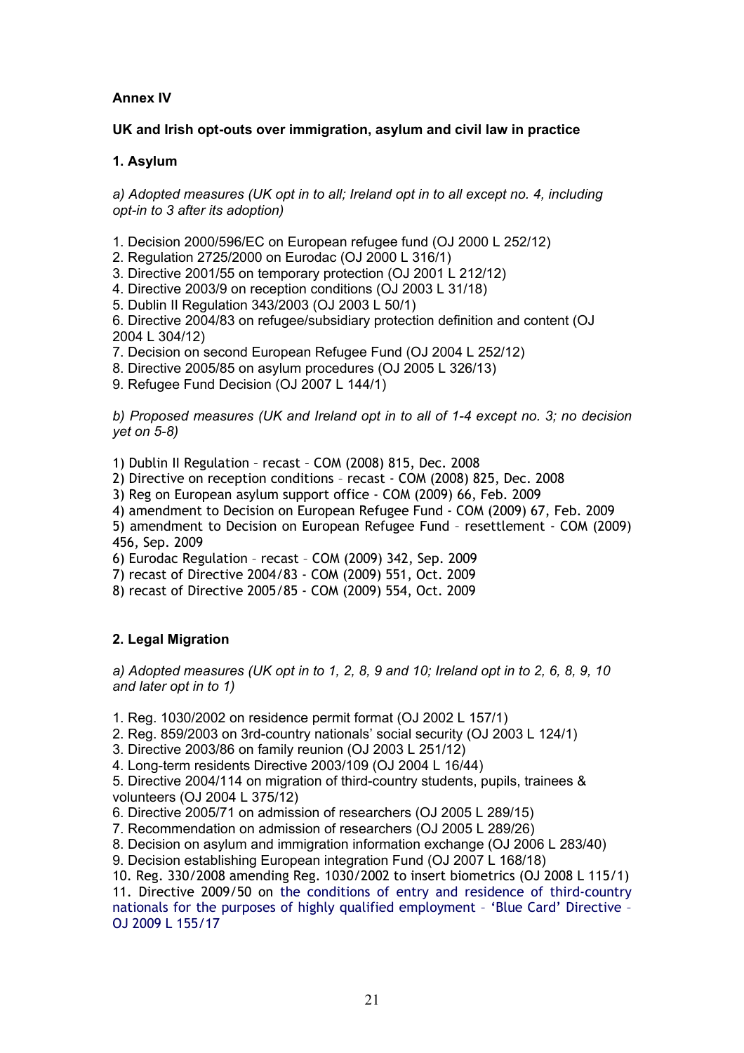**Annex IV**

**UK and Irish opt-outs over immigration, asylum and civil law in practice**

**1. Asylum**

*a) Adopted measures (UK opt in to all; Ireland opt in to all except no. 4, including opt-in to 3 after its adoption)*

1. Decision 2000/596/EC on European refugee fund (OJ 2000 L 252/12)
2. Regulation 2725/2000 on Eurodac (OJ 2000 L 316/1)
3. Directive 2001/55 on temporary protection (OJ 2001 L 212/12)
4. Directive 2003/9 on reception conditions (OJ 2003 L 31/18)
5. Dublin II Regulation 343/2003 (OJ 2003 L 50/1)
6. Directive 2004/83 on refugee/subsidiary protection definition and content (OJ 2004 L 304/12)
7. Decision on second European Refugee Fund (OJ 2004 L 252/12)
8. Directive 2005/85 on asylum procedures (OJ 2005 L 326/13)
9. Refugee Fund Decision (OJ 2007 L 144/1)

*b) Proposed measures (UK and Ireland opt in to all of 1-4 except no. 3; no decision yet on 5-8)*

1) Dublin II Regulation – recast – COM (2008) 815, Dec. 2008
2) Directive on reception conditions – recast - COM (2008) 825, Dec. 2008
3) Reg on European asylum support office - COM (2009) 66, Feb. 2009
4) amendment to Decision on European Refugee Fund - COM (2009) 67, Feb. 2009
5) amendment to Decision on European Refugee Fund – resettlement - COM (2009) 456, Sep. 2009
6) Eurodac Regulation – recast – COM (2009) 342, Sep. 2009
7) recast of Directive 2004/83 - COM (2009) 551, Oct. 2009
8) recast of Directive 2005/85 - COM (2009) 554, Oct. 2009

**2. Legal Migration**

*a) Adopted measures (UK opt in to 1, 2, 8, 9 and 10; Ireland opt in to 2, 6, 8, 9, 10 and later opt in to 1)*

1. Reg. 1030/2002 on residence permit format (OJ 2002 L 157/1)
2. Reg. 859/2003 on 3rd-country nationals' social security (OJ 2003 L 124/1)
3. Directive 2003/86 on family reunion (OJ 2003 L 251/12)
4. Long-term residents Directive 2003/109 (OJ 2004 L 16/44)
5. Directive 2004/114 on migration of third-country students, pupils, trainees & volunteers (OJ 2004 L 375/12)
6. Directive 2005/71 on admission of researchers (OJ 2005 L 289/15)
7. Recommendation on admission of researchers (OJ 2005 L 289/26)
8. Decision on asylum and immigration information exchange (OJ 2006 L 283/40)
9. Decision establishing European integration Fund (OJ 2007 L 168/18)
10. Reg. 330/2008 amending Reg. 1030/2002 to insert biometrics (OJ 2008 L 115/1)
11. Directive 2009/50 on the conditions of entry and residence of third-country nationals for the purposes of highly qualified employment – 'Blue Card' Directive – OJ 2009 L 155/17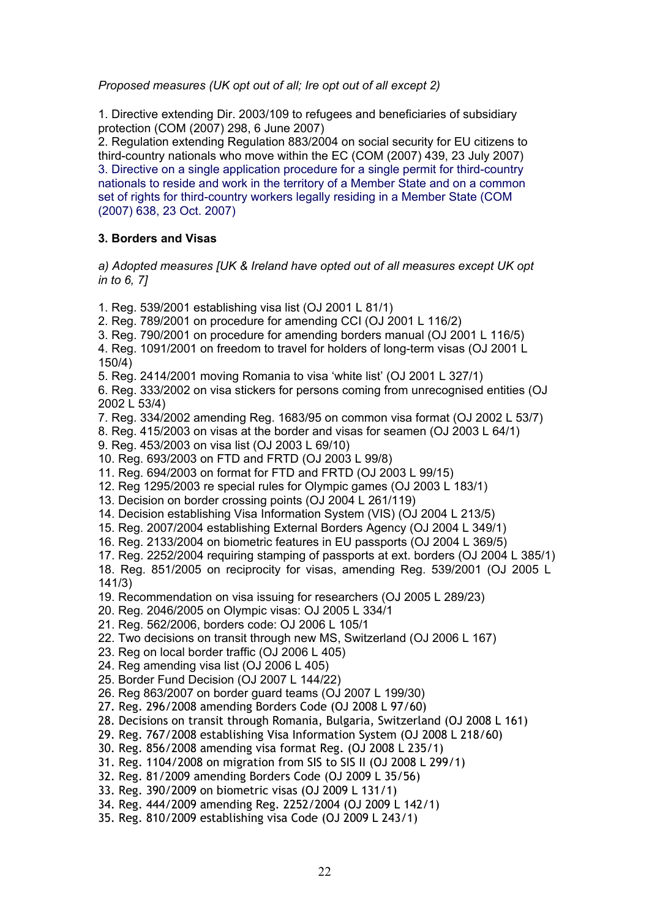*Proposed measures (UK opt out of all; Ire opt out of all except 2)*

1. Directive extending Dir. 2003/109 to refugees and beneficiaries of subsidiary protection (COM (2007) 298, 6 June 2007)
2. Regulation extending Regulation 883/2004 on social security for EU citizens to third-country nationals who move within the EC (COM (2007) 439, 23 July 2007)
3. Directive on a single application procedure for a single permit for third-country nationals to reside and work in the territory of a Member State and on a common set of rights for third-country workers legally residing in a Member State (COM (2007) 638, 23 Oct. 2007)

### 3. Borders and Visas

*a) Adopted measures [UK & Ireland have opted out of all measures except UK opt in to 6, 7]*

1. Reg. 539/2001 establishing visa list (OJ 2001 L 81/1)
2. Reg. 789/2001 on procedure for amending CCI (OJ 2001 L 116/2)
3. Reg. 790/2001 on procedure for amending borders manual (OJ 2001 L 116/5)
4. Reg. 1091/2001 on freedom to travel for holders of long-term visas (OJ 2001 L 150/4)
5. Reg. 2414/2001 moving Romania to visa 'white list' (OJ 2001 L 327/1)
6. Reg. 333/2002 on visa stickers for persons coming from unrecognised entities (OJ 2002 L 53/4)
7. Reg. 334/2002 amending Reg. 1683/95 on common visa format (OJ 2002 L 53/7)
8. Reg. 415/2003 on visas at the border and visas for seamen (OJ 2003 L 64/1)
9. Reg. 453/2003 on visa list (OJ 2003 L 69/10)
10. Reg. 693/2003 on FTD and FRTD (OJ 2003 L 99/8)
11. Reg. 694/2003 on format for FTD and FRTD (OJ 2003 L 99/15)
12. Reg 1295/2003 re special rules for Olympic games (OJ 2003 L 183/1)
13. Decision on border crossing points (OJ 2004 L 261/119)
14. Decision establishing Visa Information System (VIS) (OJ 2004 L 213/5)
15. Reg. 2007/2004 establishing External Borders Agency (OJ 2004 L 349/1)
16. Reg. 2133/2004 on biometric features in EU passports (OJ 2004 L 369/5)
17. Reg. 2252/2004 requiring stamping of passports at ext. borders (OJ 2004 L 385/1)
18. Reg. 851/2005 on reciprocity for visas, amending Reg. 539/2001 (OJ 2005 L 141/3)
19. Recommendation on visa issuing for researchers (OJ 2005 L 289/23)
20. Reg. 2046/2005 on Olympic visas: OJ 2005 L 334/1
21. Reg. 562/2006, borders code: OJ 2006 L 105/1
22. Two decisions on transit through new MS, Switzerland (OJ 2006 L 167)
23. Reg on local border traffic (OJ 2006 L 405)
24. Reg amending visa list (OJ 2006 L 405)
25. Border Fund Decision (OJ 2007 L 144/22)
26. Reg 863/2007 on border guard teams (OJ 2007 L 199/30)
27. Reg. 296/2008 amending Borders Code (OJ 2008 L 97/60)
28. Decisions on transit through Romania, Bulgaria, Switzerland (OJ 2008 L 161)
29. Reg. 767/2008 establishing Visa Information System (OJ 2008 L 218/60)
30. Reg. 856/2008 amending visa format Reg. (OJ 2008 L 235/1)
31. Reg. 1104/2008 on migration from SIS to SIS II (OJ 2008 L 299/1)
32. Reg. 81/2009 amending Borders Code (OJ 2009 L 35/56)
33. Reg. 390/2009 on biometric visas (OJ 2009 L 131/1)
34. Reg. 444/2009 amending Reg. 2252/2004 (OJ 2009 L 142/1)
35. Reg. 810/2009 establishing visa Code (OJ 2009 L 243/1)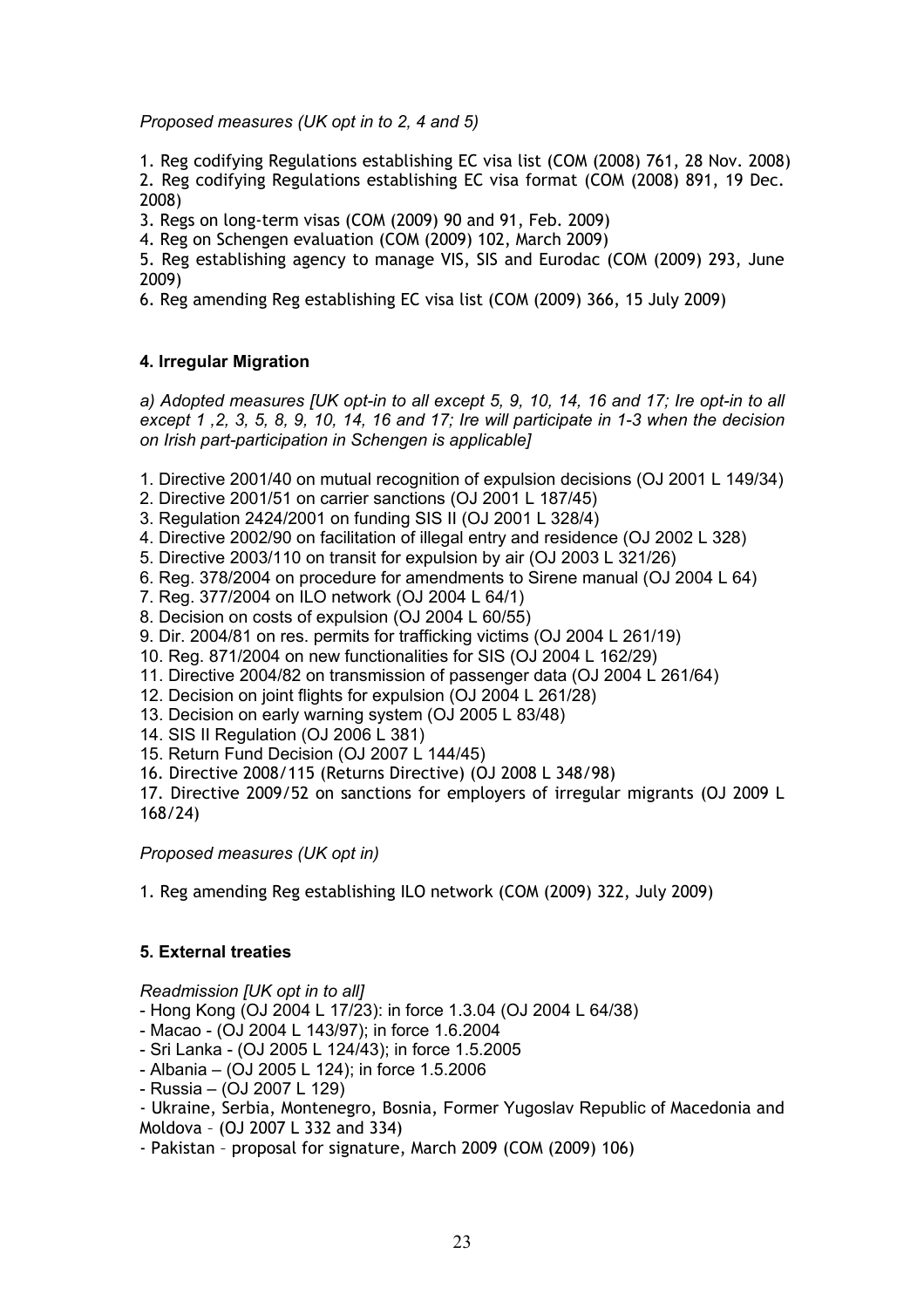*Proposed measures (UK opt in to 2, 4 and 5)*

1. Reg codifying Regulations establishing EC visa list (COM (2008) 761, 28 Nov. 2008)
2. Reg codifying Regulations establishing EC visa format (COM (2008) 891, 19 Dec. 2008)
3. Regs on long-term visas (COM (2009) 90 and 91, Feb. 2009)
4. Reg on Schengen evaluation (COM (2009) 102, March 2009)
5. Reg establishing agency to manage VIS, SIS and Eurodac (COM (2009) 293, June 2009)
6. Reg amending Reg establishing EC visa list (COM (2009) 366, 15 July 2009)

**4. Irregular Migration**

*a) Adopted measures [UK opt-in to all except 5, 9, 10, 14, 16 and 17; Ire opt-in to all except 1 ,2, 3, 5, 8, 9, 10, 14, 16 and 17; Ire will participate in 1-3 when the decision on Irish part-participation in Schengen is applicable]*

1. Directive 2001/40 on mutual recognition of expulsion decisions (OJ 2001 L 149/34)
2. Directive 2001/51 on carrier sanctions (OJ 2001 L 187/45)
3. Regulation 2424/2001 on funding SIS II (OJ 2001 L 328/4)
4. Directive 2002/90 on facilitation of illegal entry and residence (OJ 2002 L 328)
5. Directive 2003/110 on transit for expulsion by air (OJ 2003 L 321/26)
6. Reg. 378/2004 on procedure for amendments to Sirene manual (OJ 2004 L 64)
7. Reg. 377/2004 on ILO network (OJ 2004 L 64/1)
8. Decision on costs of expulsion (OJ 2004 L 60/55)
9. Dir. 2004/81 on res. permits for trafficking victims (OJ 2004 L 261/19)
10. Reg. 871/2004 on new functionalities for SIS (OJ 2004 L 162/29)
11. Directive 2004/82 on transmission of passenger data (OJ 2004 L 261/64)
12. Decision on joint flights for expulsion (OJ 2004 L 261/28)
13. Decision on early warning system (OJ 2005 L 83/48)
14. SIS II Regulation (OJ 2006 L 381)
15. Return Fund Decision (OJ 2007 L 144/45)
16. Directive 2008/115 (Returns Directive) (OJ 2008 L 348/98)
17. Directive 2009/52 on sanctions for employers of irregular migrants (OJ 2009 L 168/24)

*Proposed measures (UK opt in)*

1. Reg amending Reg establishing ILO network (COM (2009) 322, July 2009)

**5. External treaties**

*Readmission [UK opt in to all]*

- Hong Kong (OJ 2004 L 17/23): in force 1.3.04 (OJ 2004 L 64/38)
- Macao - (OJ 2004 L 143/97); in force 1.6.2004
- Sri Lanka - (OJ 2005 L 124/43); in force 1.5.2005
- Albania – (OJ 2005 L 124); in force 1.5.2006
- Russia – (OJ 2007 L 129)
- Ukraine, Serbia, Montenegro, Bosnia, Former Yugoslav Republic of Macedonia and Moldova – (OJ 2007 L 332 and 334)
- Pakistan – proposal for signature, March 2009 (COM (2009) 106)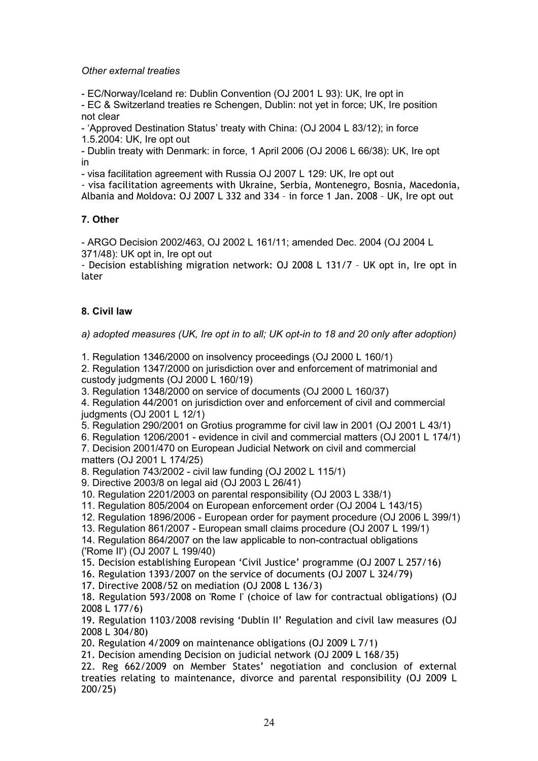*Other external treaties*

- EC/Norway/Iceland re: Dublin Convention (OJ 2001 L 93): UK, Ire opt in
- EC & Switzerland treaties re Schengen, Dublin: not yet in force; UK, Ire position not clear
- 'Approved Destination Status' treaty with China: (OJ 2004 L 83/12); in force 1.5.2004: UK, Ire opt out
- Dublin treaty with Denmark: in force, 1 April 2006 (OJ 2006 L 66/38): UK, Ire opt in
- visa facilitation agreement with Russia OJ 2007 L 129: UK, Ire opt out
- visa facilitation agreements with Ukraine, Serbia, Montenegro, Bosnia, Macedonia, Albania and Moldova: OJ 2007 L 332 and 334 – in force 1 Jan. 2008 – UK, Ire opt out

**7. Other**

- ARGO Decision 2002/463, OJ 2002 L 161/11; amended Dec. 2004 (OJ 2004 L 371/48): UK opt in, Ire opt out
- Decision establishing migration network: OJ 2008 L 131/7 – UK opt in, Ire opt in later

**8. Civil law**

*a) adopted measures (UK, Ire opt in to all; UK opt-in to 18 and 20 only after adoption)*

1. Regulation 1346/2000 on insolvency proceedings (OJ 2000 L 160/1)
2. Regulation 1347/2000 on jurisdiction over and enforcement of matrimonial and custody judgments (OJ 2000 L 160/19)
3. Regulation 1348/2000 on service of documents (OJ 2000 L 160/37)
4. Regulation 44/2001 on jurisdiction over and enforcement of civil and commercial judgments (OJ 2001 L 12/1)
5. Regulation 290/2001 on Grotius programme for civil law in 2001 (OJ 2001 L 43/1)
6. Regulation 1206/2001 - evidence in civil and commercial matters (OJ 2001 L 174/1)
7. Decision 2001/470 on European Judicial Network on civil and commercial matters (OJ 2001 L 174/25)
8. Regulation 743/2002 - civil law funding (OJ 2002 L 115/1)
9. Directive 2003/8 on legal aid (OJ 2003 L 26/41)
10. Regulation 2201/2003 on parental responsibility (OJ 2003 L 338/1)
11. Regulation 805/2004 on European enforcement order (OJ 2004 L 143/15)
12. Regulation 1896/2006 - European order for payment procedure (OJ 2006 L 399/1)
13. Regulation 861/2007 - European small claims procedure (OJ 2007 L 199/1)
14. Regulation 864/2007 on the law applicable to non-contractual obligations ('Rome II') (OJ 2007 L 199/40)
15. Decision establishing European 'Civil Justice' programme (OJ 2007 L 257/16)
16. Regulation 1393/2007 on the service of documents (OJ 2007 L 324/79)
17. Directive 2008/52 on mediation (OJ 2008 L 136/3)
18. Regulation 593/2008 on 'Rome I' (choice of law for contractual obligations) (OJ 2008 L 177/6)
19. Regulation 1103/2008 revising 'Dublin II' Regulation and civil law measures (OJ 2008 L 304/80)
20. Regulation 4/2009 on maintenance obligations (OJ 2009 L 7/1)
21. Decision amending Decision on judicial network (OJ 2009 L 168/35)
22. Reg 662/2009 on Member States' negotiation and conclusion of external treaties relating to maintenance, divorce and parental responsibility (OJ 2009 L 200/25)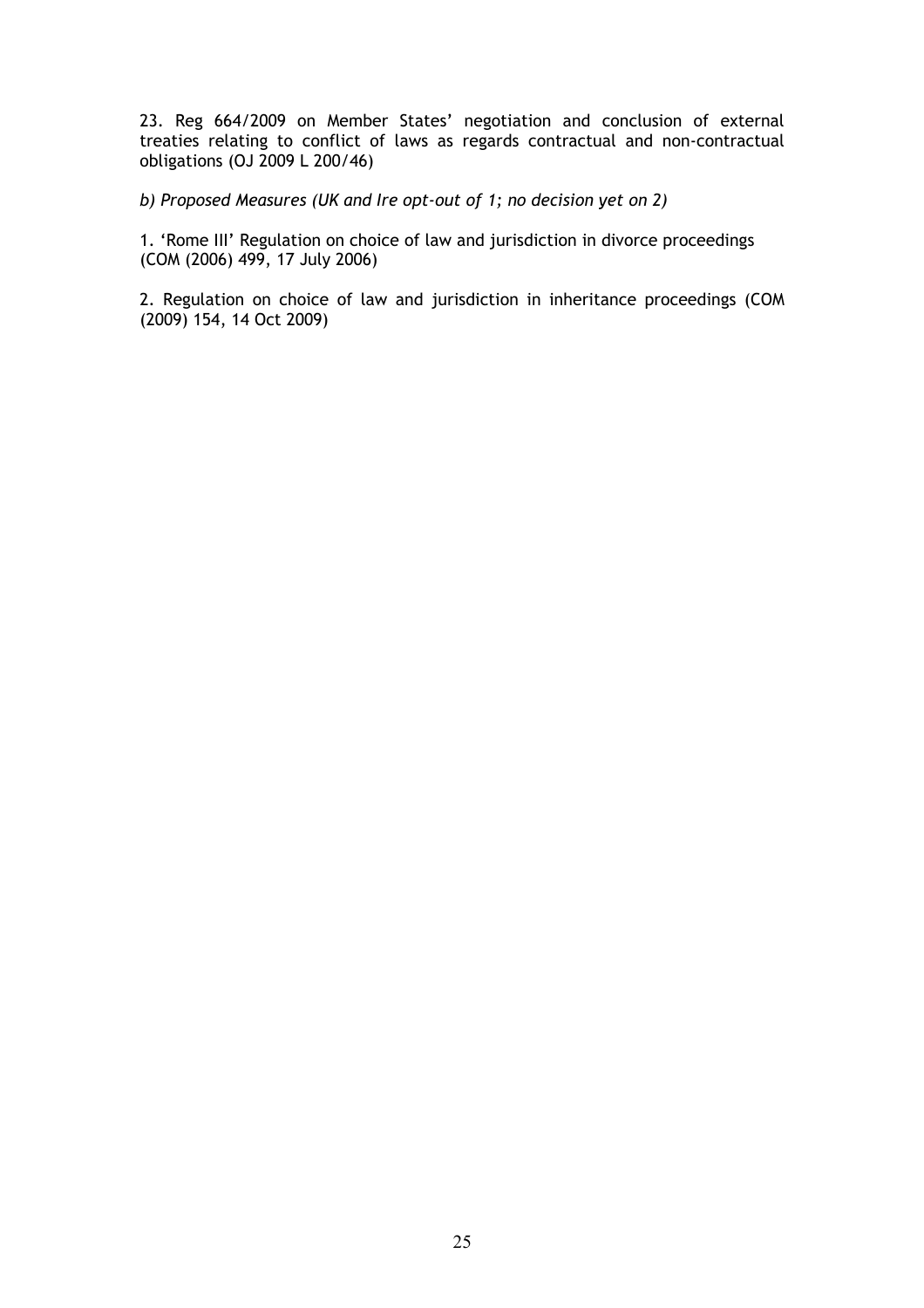23. Reg 664/2009 on Member States' negotiation and conclusion of external treaties relating to conflict of laws as regards contractual and non-contractual obligations (OJ 2009 L 200/46)

*b) Proposed Measures (UK and Ire opt-out of 1; no decision yet on 2)*

1. 'Rome III' Regulation on choice of law and jurisdiction in divorce proceedings (COM (2006) 499, 17 July 2006)

2. Regulation on choice of law and jurisdiction in inheritance proceedings (COM (2009) 154, 14 Oct 2009)